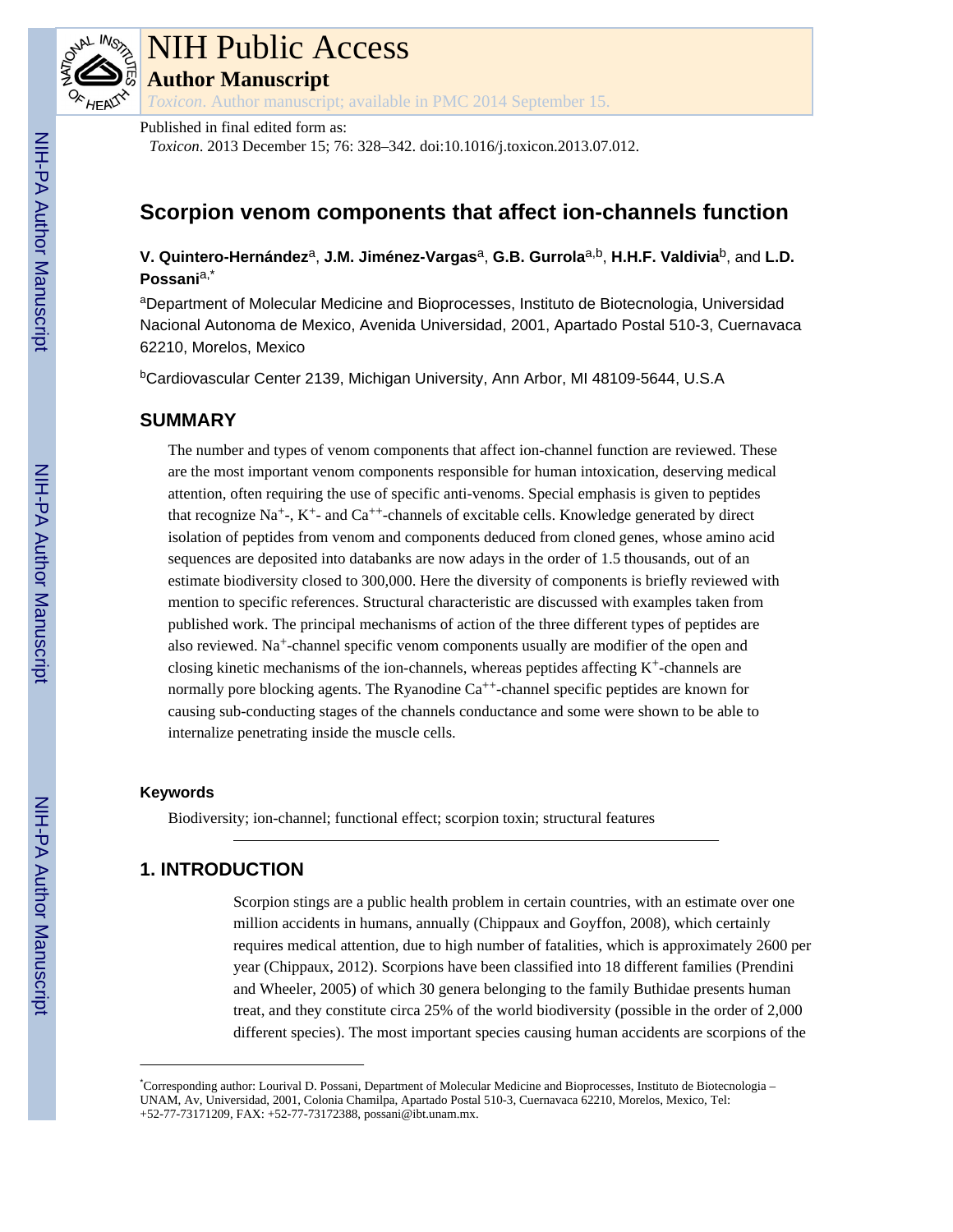# NIH Public Access

## Author Manuscript

*Toxicon*. Author manuscript; available in PMC 2014 September 15.

Published in final edited form as:

*Toxicon*. 2013 December 15; 76: 328–342. doi:10.1016/j.toxicon.2013.07.012.

# Scorpion venom components that affect ion-channels function

**V. Quintero-Hernández**[a], **J.M. Jiménez-Vargas**[a], **G.B. Gurrola**[a,b], **H.H.F. Valdivia**[b], and **L.D. Possani**[a,*]

[a]Department of Molecular Medicine and Bioprocesses, Instituto de Biotecnologia, Universidad Nacional Autonoma de Mexico, Avenida Universidad, 2001, Apartado Postal 510-3, Cuernavaca 62210, Morelos, Mexico

[b]Cardiovascular Center 2139, Michigan University, Ann Arbor, MI 48109-5644, U.S.A

## SUMMARY

The number and types of venom components that affect ion-channel function are reviewed. These are the most important venom components responsible for human intoxication, deserving medical attention, often requiring the use of specific anti-venoms. Special emphasis is given to peptides that recognize $Na^+$-, $K^+$- and $Ca^{++}$-channels of excitable cells. Knowledge generated by direct isolation of peptides from venom and components deduced from cloned genes, whose amino acid sequences are deposited into databanks are now adays in the order of 1.5 thousands, out of an estimate biodiversity closed to 300,000. Here the diversity of components is briefly reviewed with mention to specific references. Structural characteristic are discussed with examples taken from published work. The principal mechanisms of action of the three different types of peptides are also reviewed. $Na^+$-channel specific venom components usually are modifier of the open and closing kinetic mechanisms of the ion-channels, whereas peptides affecting $K^+$-channels are normally pore blocking agents. The Ryanodine $Ca^{++}$-channel specific peptides are known for causing sub-conducting stages of the channels conductance and some were shown to be able to internalize penetrating inside the muscle cells.

### Keywords

Biodiversity; ion-channel; functional effect; scorpion toxin; structural features

## 1. INTRODUCTION

Scorpion stings are a public health problem in certain countries, with an estimate over one million accidents in humans, annually (Chippaux and Goyffon, 2008), which certainly requires medical attention, due to high number of fatalities, which is approximately 2600 per year (Chippaux, 2012). Scorpions have been classified into 18 different families (Prendini and Wheeler, 2005) of which 30 genera belonging to the family Buthidae presents human treat, and they constitute circa 25% of the world biodiversity (possible in the order of 2,000 different species). The most important species causing human accidents are scorpions of the

*Corresponding author: Lourival D. Possani, Department of Molecular Medicine and Bioprocesses, Instituto de Biotecnologia – UNAM, Av, Universidad, 2001, Colonia Chamilpa, Apartado Postal 510-3, Cuernavaca 62210, Morelos, Mexico, Tel: +52-77-73171209, FAX: +52-77-73172388, possani@ibt.unam.mx.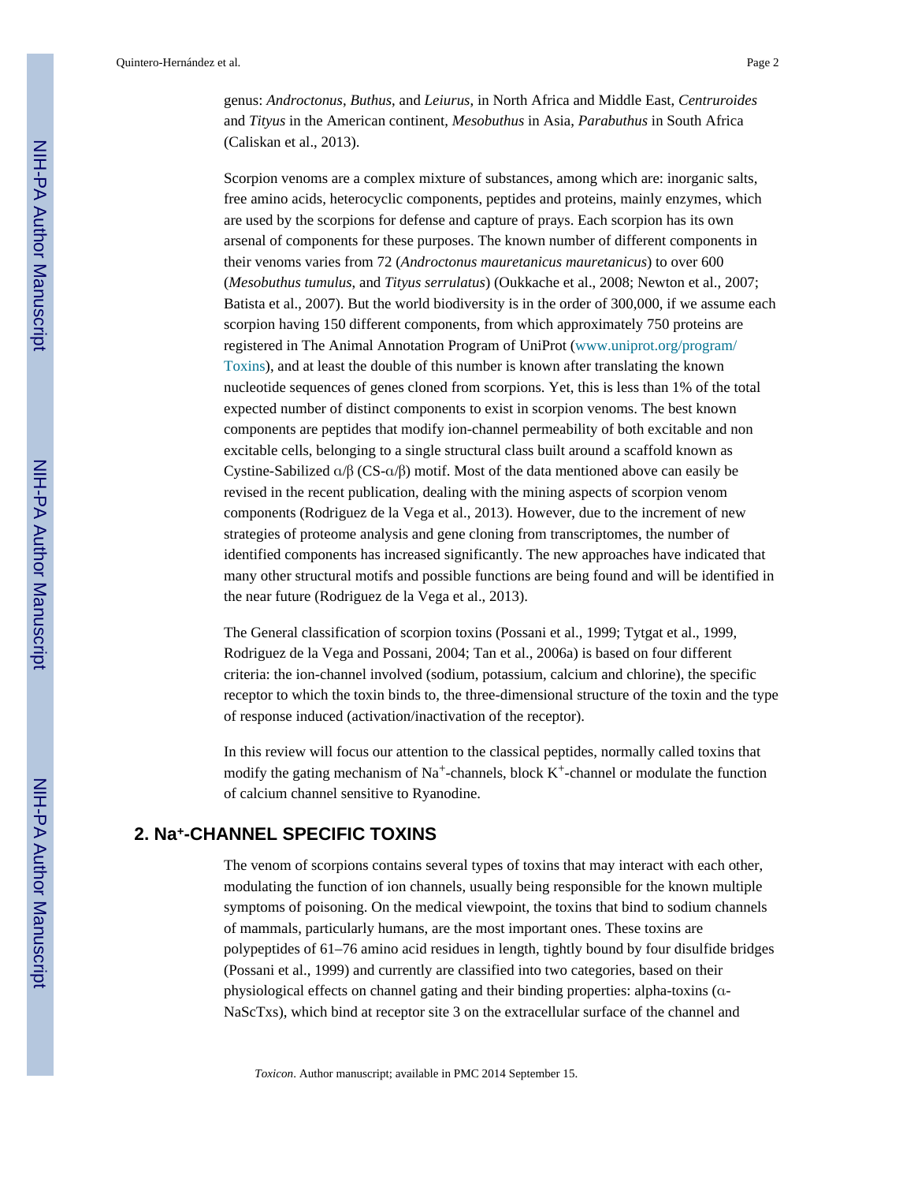genus: *Androctonus*, *Buthus*, and *Leiurus*, in North Africa and Middle East, *Centruroides* and *Tityus* in the American continent, *Mesobuthus* in Asia, *Parabuthus* in South Africa (Caliskan et al., 2013).

Scorpion venoms are a complex mixture of substances, among which are: inorganic salts, free amino acids, heterocyclic components, peptides and proteins, mainly enzymes, which are used by the scorpions for defense and capture of prays. Each scorpion has its own arsenal of components for these purposes. The known number of different components in their venoms varies from 72 (*Androctonus mauretanicus mauretanicus*) to over 600 (*Mesobuthus tumulus*, and *Tityus serrulatus*) (Oukkache et al., 2008; Newton et al., 2007; Batista et al., 2007). But the world biodiversity is in the order of 300,000, if we assume each scorpion having 150 different components, from which approximately 750 proteins are registered in The Animal Annotation Program of UniProt (www.uniprot.org/program/Toxins), and at least the double of this number is known after translating the known nucleotide sequences of genes cloned from scorpions. Yet, this is less than 1% of the total expected number of distinct components to exist in scorpion venoms. The best known components are peptides that modify ion-channel permeability of both excitable and non excitable cells, belonging to a single structural class built around a scaffold known as Cystine-Sabilized α/β (CS-α/β) motif. Most of the data mentioned above can easily be revised in the recent publication, dealing with the mining aspects of scorpion venom components (Rodriguez de la Vega et al., 2013). However, due to the increment of new strategies of proteome analysis and gene cloning from transcriptomes, the number of identified components has increased significantly. The new approaches have indicated that many other structural motifs and possible functions are being found and will be identified in the near future (Rodriguez de la Vega et al., 2013).

The General classification of scorpion toxins (Possani et al., 1999; Tytgat et al., 1999, Rodriguez de la Vega and Possani, 2004; Tan et al., 2006a) is based on four different criteria: the ion-channel involved (sodium, potassium, calcium and chlorine), the specific receptor to which the toxin binds to, the three-dimensional structure of the toxin and the type of response induced (activation/inactivation of the receptor).

In this review will focus our attention to the classical peptides, normally called toxins that modify the gating mechanism of $Na^+$-channels, block $K^+$-channel or modulate the function of calcium channel sensitive to Ryanodine.

## 2. $Na^+$-CHANNEL SPECIFIC TOXINS

The venom of scorpions contains several types of toxins that may interact with each other, modulating the function of ion channels, usually being responsible for the known multiple symptoms of poisoning. On the medical viewpoint, the toxins that bind to sodium channels of mammals, particularly humans, are the most important ones. These toxins are polypeptides of 61–76 amino acid residues in length, tightly bound by four disulfide bridges (Possani et al., 1999) and currently are classified into two categories, based on their physiological effects on channel gating and their binding properties: alpha-toxins (α-NaScTxs), which bind at receptor site 3 on the extracellular surface of the channel and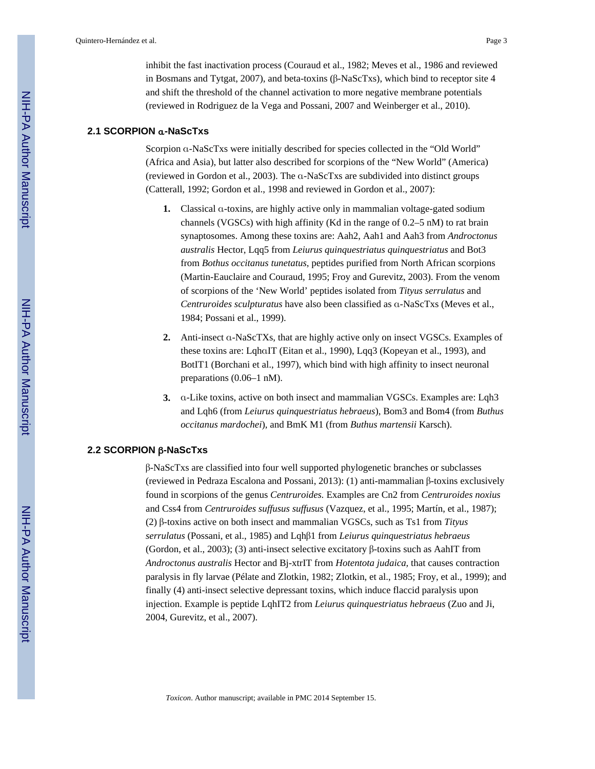inhibit the fast inactivation process (Couraud et al., 1982; Meves et al., 1986 and reviewed in Bosmans and Tytgat, 2007), and beta-toxins (β-NaScTxs), which bind to receptor site 4 and shift the threshold of the channel activation to more negative membrane potentials (reviewed in Rodriguez de la Vega and Possani, 2007 and Weinberger et al., 2010).

### 2.1 SCORPION α-NaScTxs

Scorpion α-NaScTxs were initially described for species collected in the "Old World" (Africa and Asia), but latter also described for scorpions of the "New World" (America) (reviewed in Gordon et al., 2003). The α-NaScTxs are subdivided into distinct groups (Catterall, 1992; Gordon et al., 1998 and reviewed in Gordon et al., 2007):

1. Classical α-toxins, are highly active only in mammalian voltage-gated sodium channels (VGSCs) with high affinity (Kd in the range of 0.2–5 nM) to rat brain synaptosomes. Among these toxins are: Aah2, Aah1 and Aah3 from *Androctonus australis* Hector, Lqq5 from *Leiurus quinquestriatus quinquestriatus* and Bot3 from *Bothus occitanus tunetatus*, peptides purified from North African scorpions (Martin-Eauclaire and Couraud, 1995; Froy and Gurevitz, 2003). From the venom of scorpions of the 'New World' peptides isolated from *Tityus serrulatus* and *Centruroides sculpturatus* have also been classified as α-NaScTxs (Meves et al., 1984; Possani et al., 1999).

2. Anti-insect α-NaScTXs, that are highly active only on insect VGSCs. Examples of these toxins are: LqhαIT (Eitan et al., 1990), Lqq3 (Kopeyan et al., 1993), and BotIT1 (Borchani et al., 1997), which bind with high affinity to insect neuronal preparations (0.06–1 nM).

3. α-Like toxins, active on both insect and mammalian VGSCs. Examples are: Lqh3 and Lqh6 (from *Leiurus quinquestriatus hebraeus*), Bom3 and Bom4 (from *Buthus occitanus mardochei*), and BmK M1 (from *Buthus martensii* Karsch).

### 2.2 SCORPION β-NaScTxs

β-NaScTxs are classified into four well supported phylogenetic branches or subclasses (reviewed in Pedraza Escalona and Possani, 2013): (1) anti-mammalian β-toxins exclusively found in scorpions of the genus *Centruroides.* Examples are Cn2 from *Centruroides noxius* and Css4 from *Centruroides suffusus suffusus* (Vazquez, et al., 1995; Martín, et al., 1987); (2) β-toxins active on both insect and mammalian VGSCs, such as Ts1 from *Tityus serrulatus* (Possani, et al., 1985) and Lqhβ1 from *Leiurus quinquestriatus hebraeus* (Gordon, et al., 2003); (3) anti-insect selective excitatory β-toxins such as AahIT from *Androctonus australis* Hector and Bj-xtrIT from *Hotentota judaica*, that causes contraction paralysis in fly larvae (Pélate and Zlotkin, 1982; Zlotkin, et al., 1985; Froy, et al., 1999); and finally (4) anti-insect selective depressant toxins, which induce flaccid paralysis upon injection. Example is peptide LqhIT2 from *Leiurus quinquestriatus hebraeus* (Zuo and Ji, 2004, Gurevitz, et al., 2007).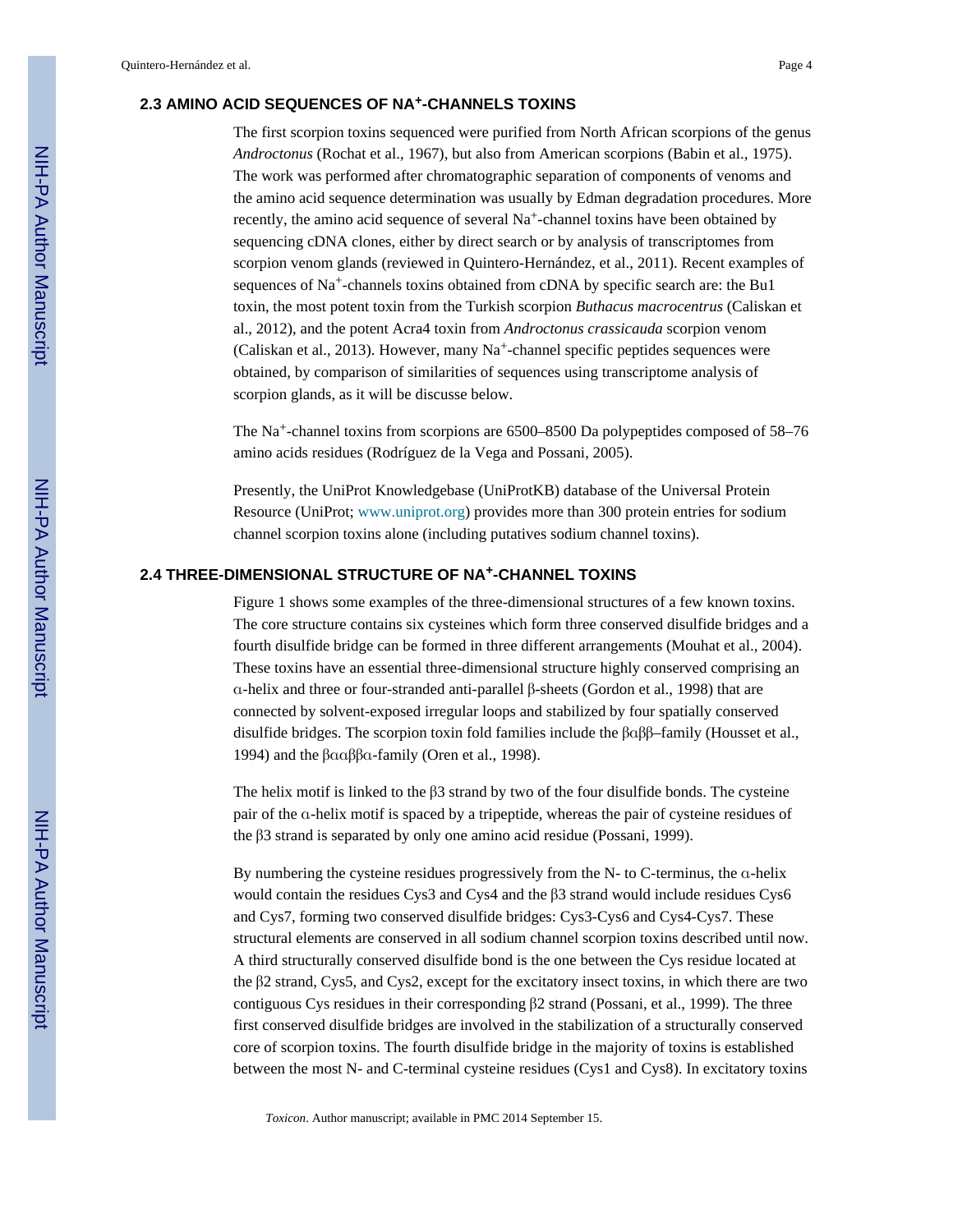## 2.3 AMINO ACID SEQUENCES OF $NA^+$-CHANNELS TOXINS

The first scorpion toxins sequenced were purified from North African scorpions of the genus *Androctonus* (Rochat et al., 1967), but also from American scorpions (Babin et al., 1975). The work was performed after chromatographic separation of components of venoms and the amino acid sequence determination was usually by Edman degradation procedures. More recently, the amino acid sequence of several $Na^+$-channel toxins have been obtained by sequencing cDNA clones, either by direct search or by analysis of transcriptomes from scorpion venom glands (reviewed in Quintero-Hernández, et al., 2011). Recent examples of sequences of $Na^+$-channels toxins obtained from cDNA by specific search are: the Bu1 toxin, the most potent toxin from the Turkish scorpion *Buthacus macrocentrus* (Caliskan et al., 2012), and the potent Acra4 toxin from *Androctonus crassicauda* scorpion venom (Caliskan et al., 2013). However, many $Na^+$-channel specific peptides sequences were obtained, by comparison of similarities of sequences using transcriptome analysis of scorpion glands, as it will be discusse below.

The $Na^+$-channel toxins from scorpions are 6500–8500 Da polypeptides composed of 58–76 amino acids residues (Rodríguez de la Vega and Possani, 2005).

Presently, the UniProt Knowledgebase (UniProtKB) database of the Universal Protein Resource (UniProt; www.uniprot.org) provides more than 300 protein entries for sodium channel scorpion toxins alone (including putatives sodium channel toxins).

## 2.4 THREE-DIMENSIONAL STRUCTURE OF $NA^+$-CHANNEL TOXINS

Figure 1 shows some examples of the three-dimensional structures of a few known toxins. The core structure contains six cysteines which form three conserved disulfide bridges and a fourth disulfide bridge can be formed in three different arrangements (Mouhat et al., 2004). These toxins have an essential three-dimensional structure highly conserved comprising an α-helix and three or four-stranded anti-parallel β-sheets (Gordon et al., 1998) that are connected by solvent-exposed irregular loops and stabilized by four spatially conserved disulfide bridges. The scorpion toxin fold families include the βαββ–family (Housset et al., 1994) and the βααββα-family (Oren et al., 1998).

The helix motif is linked to the β3 strand by two of the four disulfide bonds. The cysteine pair of the α-helix motif is spaced by a tripeptide, whereas the pair of cysteine residues of the β3 strand is separated by only one amino acid residue (Possani, 1999).

By numbering the cysteine residues progressively from the N- to C-terminus, the α-helix would contain the residues Cys3 and Cys4 and the β3 strand would include residues Cys6 and Cys7, forming two conserved disulfide bridges: Cys3-Cys6 and Cys4-Cys7. These structural elements are conserved in all sodium channel scorpion toxins described until now. A third structurally conserved disulfide bond is the one between the Cys residue located at the β2 strand, Cys5, and Cys2, except for the excitatory insect toxins, in which there are two contiguous Cys residues in their corresponding β2 strand (Possani, et al., 1999). The three first conserved disulfide bridges are involved in the stabilization of a structurally conserved core of scorpion toxins. The fourth disulfide bridge in the majority of toxins is established between the most N- and C-terminal cysteine residues (Cys1 and Cys8). In excitatory toxins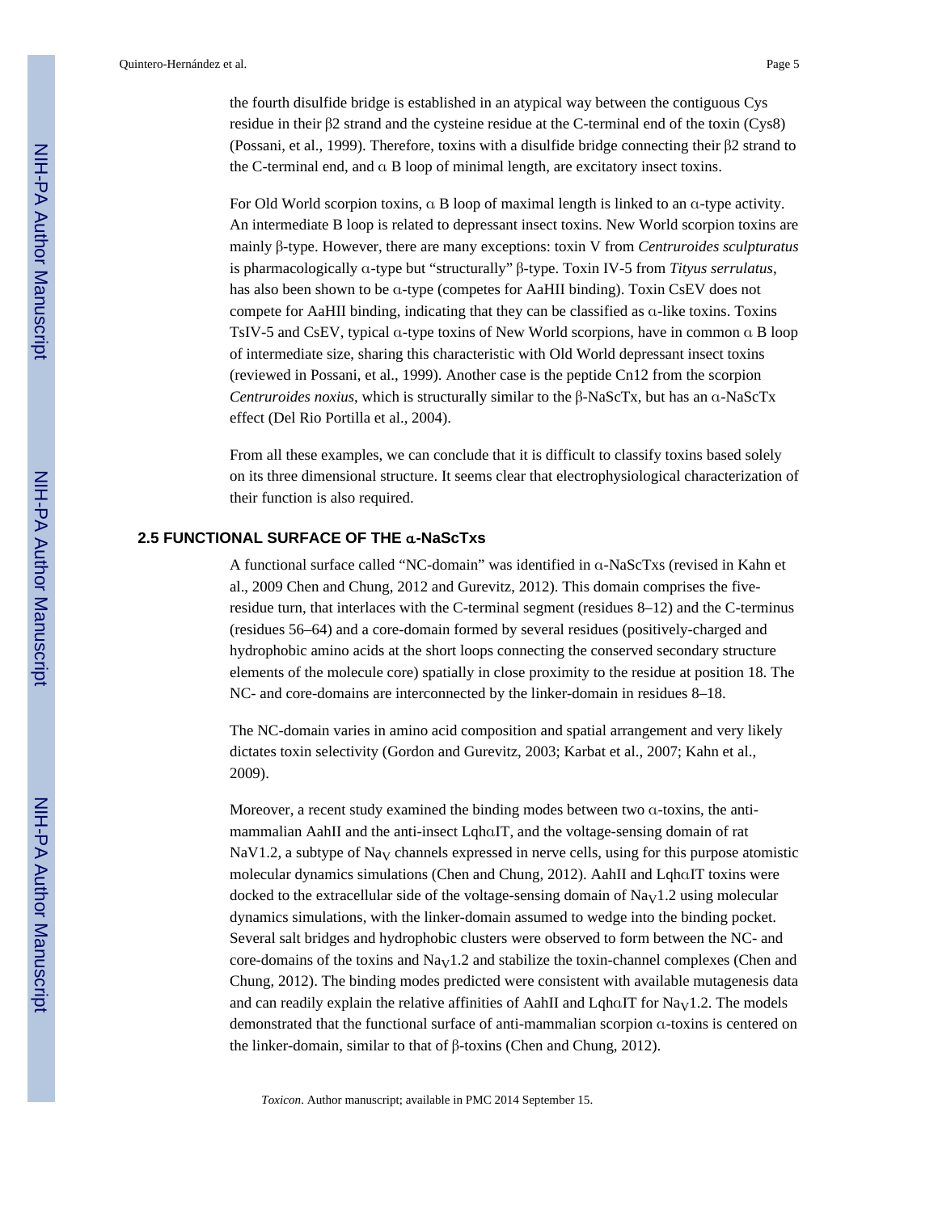the fourth disulfide bridge is established in an atypical way between the contiguous Cys residue in their β2 strand and the cysteine residue at the C-terminal end of the toxin (Cys8) (Possani, et al., 1999). Therefore, toxins with a disulfide bridge connecting their β2 strand to the C-terminal end, and α B loop of minimal length, are excitatory insect toxins.

For Old World scorpion toxins, α B loop of maximal length is linked to an α-type activity. An intermediate B loop is related to depressant insect toxins. New World scorpion toxins are mainly β-type. However, there are many exceptions: toxin V from *Centruroides sculpturatus* is pharmacologically α-type but "structurally" β-type. Toxin IV-5 from *Tityus serrulatus*, has also been shown to be α-type (competes for AaHII binding). Toxin CsEV does not compete for AaHII binding, indicating that they can be classified as α-like toxins. Toxins TsIV-5 and CsEV, typical α-type toxins of New World scorpions, have in common α B loop of intermediate size, sharing this characteristic with Old World depressant insect toxins (reviewed in Possani, et al., 1999). Another case is the peptide Cn12 from the scorpion *Centruroides noxius*, which is structurally similar to the β-NaScTx, but has an α-NaScTx effect (Del Rio Portilla et al., 2004).

From all these examples, we can conclude that it is difficult to classify toxins based solely on its three dimensional structure. It seems clear that electrophysiological characterization of their function is also required.

## 2.5 FUNCTIONAL SURFACE OF THE α-NaScTxs

A functional surface called "NC-domain" was identified in α-NaScTxs (revised in Kahn et al., 2009 Chen and Chung, 2012 and Gurevitz, 2012). This domain comprises the five-residue turn, that interlaces with the C-terminal segment (residues 8–12) and the C-terminus (residues 56–64) and a core-domain formed by several residues (positively-charged and hydrophobic amino acids at the short loops connecting the conserved secondary structure elements of the molecule core) spatially in close proximity to the residue at position 18. The NC- and core-domains are interconnected by the linker-domain in residues 8–18.

The NC-domain varies in amino acid composition and spatial arrangement and very likely dictates toxin selectivity (Gordon and Gurevitz, 2003; Karbat et al., 2007; Kahn et al., 2009).

Moreover, a recent study examined the binding modes between two α-toxins, the anti-mammalian AahII and the anti-insect LqhαIT, and the voltage-sensing domain of rat NaV1.2, a subtype of $Na_V$ channels expressed in nerve cells, using for this purpose atomistic molecular dynamics simulations (Chen and Chung, 2012). AahII and LqhαIT toxins were docked to the extracellular side of the voltage-sensing domain of $Na_V1.2$ using molecular dynamics simulations, with the linker-domain assumed to wedge into the binding pocket. Several salt bridges and hydrophobic clusters were observed to form between the NC- and core-domains of the toxins and $Na_V1.2$ and stabilize the toxin-channel complexes (Chen and Chung, 2012). The binding modes predicted were consistent with available mutagenesis data and can readily explain the relative affinities of AahII and LqhαIT for $Na_V1.2$. The models demonstrated that the functional surface of anti-mammalian scorpion α-toxins is centered on the linker-domain, similar to that of β-toxins (Chen and Chung, 2012).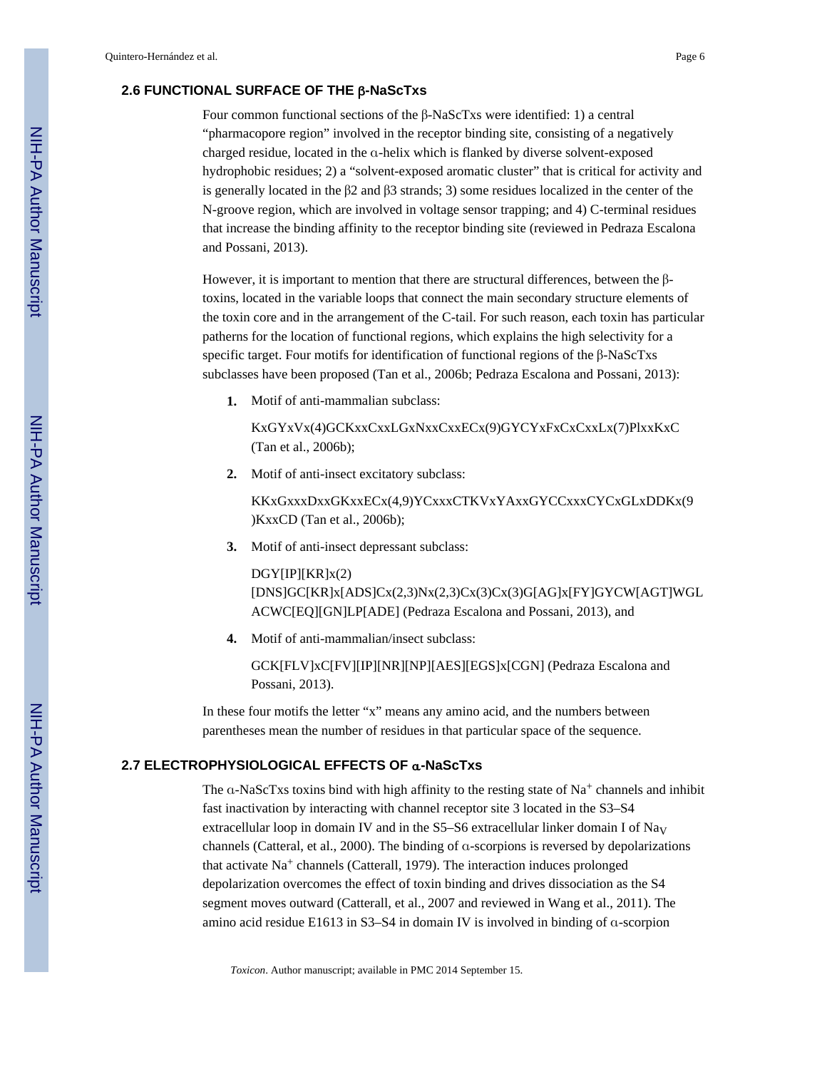### 2.6 FUNCTIONAL SURFACE OF THE β-NaScTxs

Four common functional sections of the β-NaScTxs were identified: 1) a central "pharmacopore region" involved in the receptor binding site, consisting of a negatively charged residue, located in the α-helix which is flanked by diverse solvent-exposed hydrophobic residues; 2) a "solvent-exposed aromatic cluster" that is critical for activity and is generally located in the β2 and β3 strands; 3) some residues localized in the center of the N-groove region, which are involved in voltage sensor trapping; and 4) C-terminal residues that increase the binding affinity to the receptor binding site (reviewed in Pedraza Escalona and Possani, 2013).

However, it is important to mention that there are structural differences, between the β-toxins, located in the variable loops that connect the main secondary structure elements of the toxin core and in the arrangement of the C-tail. For such reason, each toxin has particular patherns for the location of functional regions, which explains the high selectivity for a specific target. Four motifs for identification of functional regions of the β-NaScTxs subclasses have been proposed (Tan et al., 2006b; Pedraza Escalona and Possani, 2013):

1. Motif of anti-mammalian subclass:

   KxGYxVx(4)GCKxxCxxLGxNxxCxxECx(9)GYCYxFxCxCxxLx(7)PlxxKxC (Tan et al., 2006b);

2. Motif of anti-insect excitatory subclass:

   KKxGxxxDxxGKxxECx(4,9)YCxxxCTKVxYAxxGYCCxxxCYCxGLxDDKx(9)KxxCD (Tan et al., 2006b);

3. Motif of anti-insect depressant subclass:

   DGY[IP][KR]x(2)[DNS]GC[KR]x[ADS]Cx(2,3)Nx(2,3)Cx(3)Cx(3)G[AG]x[FY]GYCW[AGT]WGLACWC[EQ][GN]LP[ADE] (Pedraza Escalona and Possani, 2013), and

4. Motif of anti-mammalian/insect subclass:

   GCK[FLV]xC[FV][IP][NR][NP][AES][EGS]x[CGN] (Pedraza Escalona and Possani, 2013).

In these four motifs the letter "x" means any amino acid, and the numbers between parentheses mean the number of residues in that particular space of the sequence.

### 2.7 ELECTROPHYSIOLOGICAL EFFECTS OF α-NaScTxs

The α-NaScTxs toxins bind with high affinity to the resting state of $Na^+$ channels and inhibit fast inactivation by interacting with channel receptor site 3 located in the S3–S4 extracellular loop in domain IV and in the S5–S6 extracellular linker domain I of $Na_V$ channels (Catteral, et al., 2000). The binding of α-scorpions is reversed by depolarizations that activate $Na^+$ channels (Catterall, 1979). The interaction induces prolonged depolarization overcomes the effect of toxin binding and drives dissociation as the S4 segment moves outward (Catterall, et al., 2007 and reviewed in Wang et al., 2011). The amino acid residue E1613 in S3–S4 in domain IV is involved in binding of α-scorpion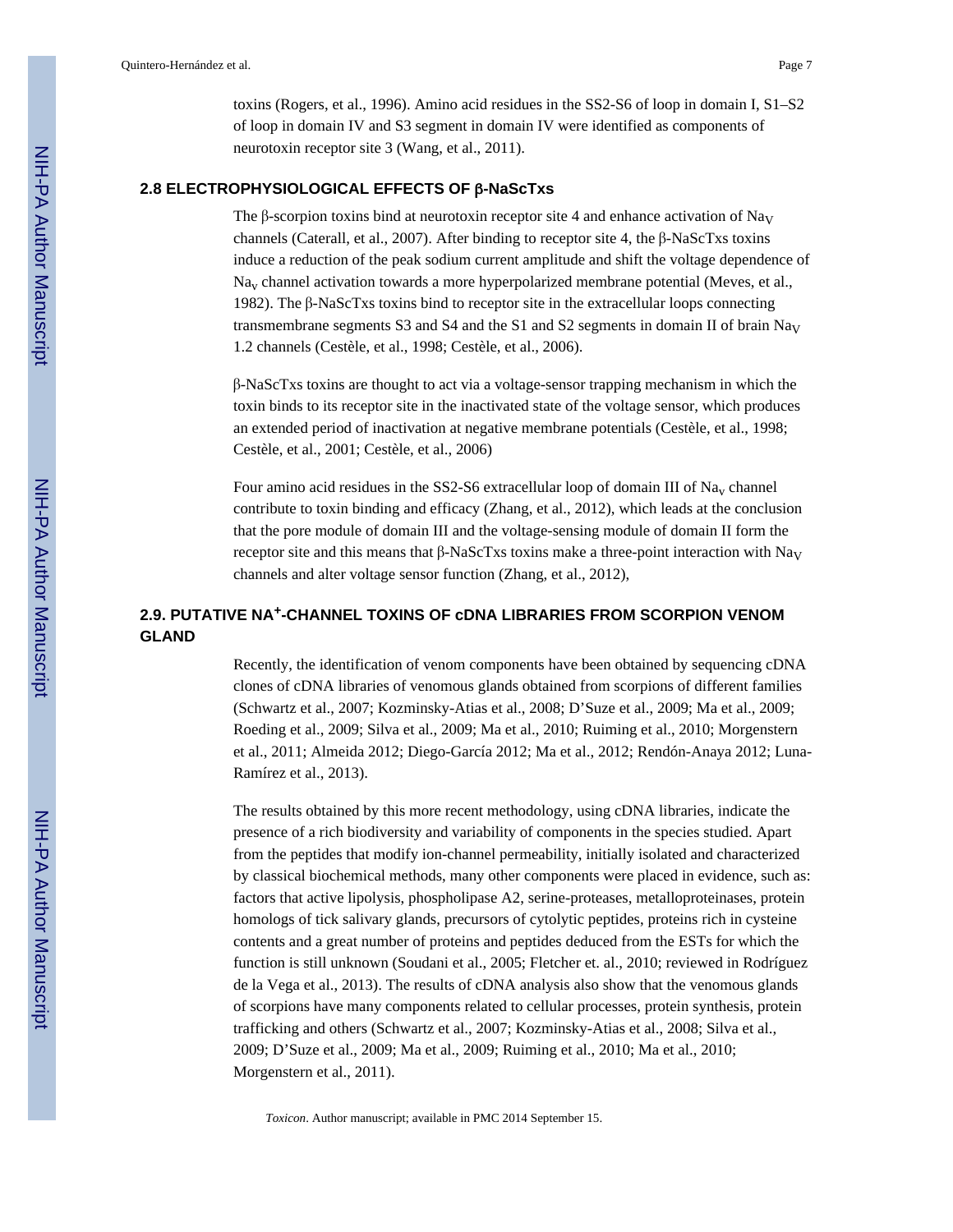toxins (Rogers, et al., 1996). Amino acid residues in the SS2-S6 of loop in domain I, S1–S2 of loop in domain IV and S3 segment in domain IV were identified as components of neurotoxin receptor site 3 (Wang, et al., 2011).

### 2.8 ELECTROPHYSIOLOGICAL EFFECTS OF β-NaScTxs

The β-scorpion toxins bind at neurotoxin receptor site 4 and enhance activation of $Na_V$ channels (Caterall, et al., 2007). After binding to receptor site 4, the β-NaScTxs toxins induce a reduction of the peak sodium current amplitude and shift the voltage dependence of $Na_v$ channel activation towards a more hyperpolarized membrane potential (Meves, et al., 1982). The β-NaScTxs toxins bind to receptor site in the extracellular loops connecting transmembrane segments S3 and S4 and the S1 and S2 segments in domain II of brain $Na_V$ 1.2 channels (Cestèle, et al., 1998; Cestèle, et al., 2006).

β-NaScTxs toxins are thought to act via a voltage-sensor trapping mechanism in which the toxin binds to its receptor site in the inactivated state of the voltage sensor, which produces an extended period of inactivation at negative membrane potentials (Cestèle, et al., 1998; Cestèle, et al., 2001; Cestèle, et al., 2006)

Four amino acid residues in the SS2-S6 extracellular loop of domain III of $Na_v$ channel contribute to toxin binding and efficacy (Zhang, et al., 2012), which leads at the conclusion that the pore module of domain III and the voltage-sensing module of domain II form the receptor site and this means that β-NaScTxs toxins make a three-point interaction with $Na_V$ channels and alter voltage sensor function (Zhang, et al., 2012),

### 2.9. PUTATIVE $NA^+$-CHANNEL TOXINS OF cDNA LIBRARIES FROM SCORPION VENOM GLAND

Recently, the identification of venom components have been obtained by sequencing cDNA clones of cDNA libraries of venomous glands obtained from scorpions of different families (Schwartz et al., 2007; Kozminsky-Atias et al., 2008; D'Suze et al., 2009; Ma et al., 2009; Roeding et al., 2009; Silva et al., 2009; Ma et al., 2010; Ruiming et al., 2010; Morgenstern et al., 2011; Almeida 2012; Diego-García 2012; Ma et al., 2012; Rendón-Anaya 2012; Luna-Ramírez et al., 2013).

The results obtained by this more recent methodology, using cDNA libraries, indicate the presence of a rich biodiversity and variability of components in the species studied. Apart from the peptides that modify ion-channel permeability, initially isolated and characterized by classical biochemical methods, many other components were placed in evidence, such as: factors that active lipolysis, phospholipase A2, serine-proteases, metalloproteinases, protein homologs of tick salivary glands, precursors of cytolytic peptides, proteins rich in cysteine contents and a great number of proteins and peptides deduced from the ESTs for which the function is still unknown (Soudani et al., 2005; Fletcher et. al., 2010; reviewed in Rodríguez de la Vega et al., 2013). The results of cDNA analysis also show that the venomous glands of scorpions have many components related to cellular processes, protein synthesis, protein trafficking and others (Schwartz et al., 2007; Kozminsky-Atias et al., 2008; Silva et al., 2009; D'Suze et al., 2009; Ma et al., 2009; Ruiming et al., 2010; Ma et al., 2010; Morgenstern et al., 2011).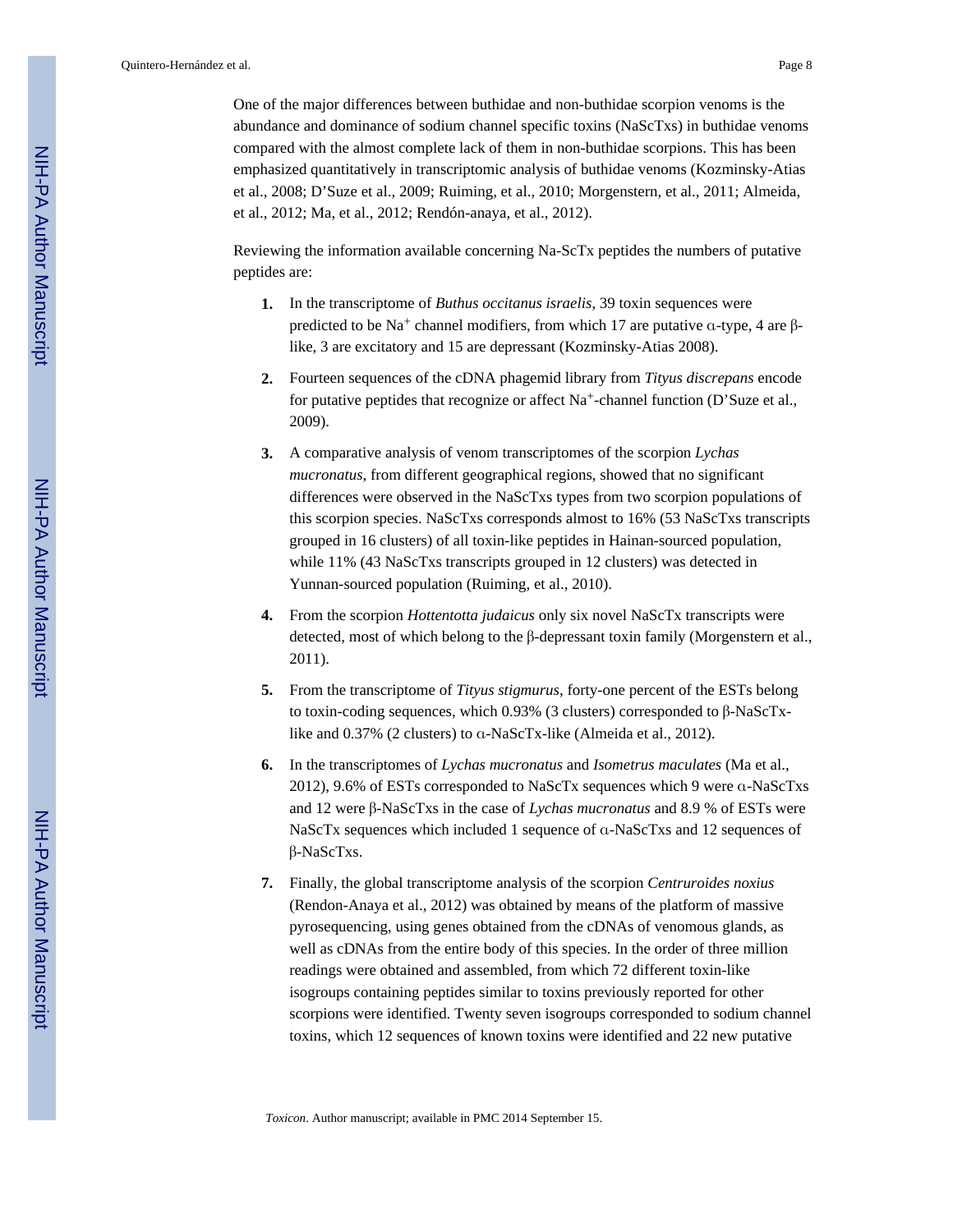One of the major differences between buthidae and non-buthidae scorpion venoms is the abundance and dominance of sodium channel specific toxins (NaScTxs) in buthidae venoms compared with the almost complete lack of them in non-buthidae scorpions. This has been emphasized quantitatively in transcriptomic analysis of buthidae venoms (Kozminsky-Atias et al., 2008; D'Suze et al., 2009; Ruiming, et al., 2010; Morgenstern, et al., 2011; Almeida, et al., 2012; Ma, et al., 2012; Rendón-anaya, et al., 2012).

Reviewing the information available concerning Na-ScTx peptides the numbers of putative peptides are:

1. In the transcriptome of *Buthus occitanus israelis*, 39 toxin sequences were predicted to be $Na^+$ channel modifiers, from which 17 are putative α-type, 4 are β-like, 3 are excitatory and 15 are depressant (Kozminsky-Atias 2008).

2. Fourteen sequences of the cDNA phagemid library from *Tityus discrepans* encode for putative peptides that recognize or affect $Na^+$-channel function (D'Suze et al., 2009).

3. A comparative analysis of venom transcriptomes of the scorpion *Lychas mucronatus*, from different geographical regions, showed that no significant differences were observed in the NaScTxs types from two scorpion populations of this scorpion species. NaScTxs corresponds almost to 16% (53 NaScTxs transcripts grouped in 16 clusters) of all toxin-like peptides in Hainan-sourced population, while 11% (43 NaScTxs transcripts grouped in 12 clusters) was detected in Yunnan-sourced population (Ruiming, et al., 2010).

4. From the scorpion *Hottentotta judaicus* only six novel NaScTx transcripts were detected, most of which belong to the β-depressant toxin family (Morgenstern et al., 2011).

5. From the transcriptome of *Tityus stigmurus*, forty-one percent of the ESTs belong to toxin-coding sequences, which 0.93% (3 clusters) corresponded to β-NaScTx-like and 0.37% (2 clusters) to α-NaScTx-like (Almeida et al., 2012).

6. In the transcriptomes of *Lychas mucronatus* and *Isometrus maculates* (Ma et al., 2012), 9.6% of ESTs corresponded to NaScTx sequences which 9 were α-NaScTxs and 12 were β-NaScTxs in the case of *Lychas mucronatus* and 8.9 % of ESTs were NaScTx sequences which included 1 sequence of α-NaScTxs and 12 sequences of β-NaScTxs.

7. Finally, the global transcriptome analysis of the scorpion *Centruroides noxius* (Rendon-Anaya et al., 2012) was obtained by means of the platform of massive pyrosequencing, using genes obtained from the cDNAs of venomous glands, as well as cDNAs from the entire body of this species. In the order of three million readings were obtained and assembled, from which 72 different toxin-like isogroups containing peptides similar to toxins previously reported for other scorpions were identified. Twenty seven isogroups corresponded to sodium channel toxins, which 12 sequences of known toxins were identified and 22 new putative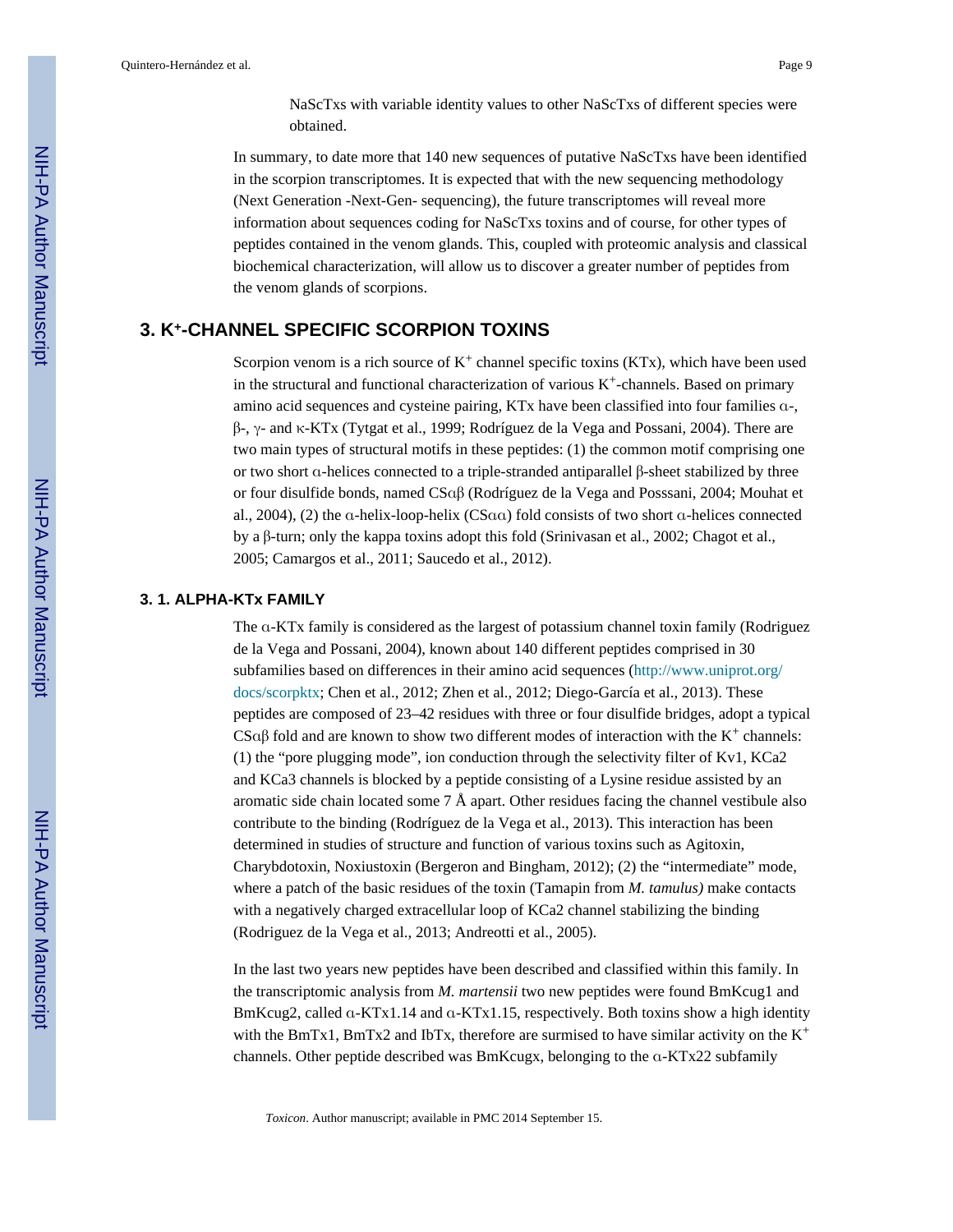NaScTxs with variable identity values to other NaScTxs of different species were obtained.

In summary, to date more that 140 new sequences of putative NaScTxs have been identified in the scorpion transcriptomes. It is expected that with the new sequencing methodology (Next Generation -Next-Gen- sequencing), the future transcriptomes will reveal more information about sequences coding for NaScTxs toxins and of course, for other types of peptides contained in the venom glands. This, coupled with proteomic analysis and classical biochemical characterization, will allow us to discover a greater number of peptides from the venom glands of scorpions.

## 3. $K^+$-CHANNEL SPECIFIC SCORPION TOXINS

Scorpion venom is a rich source of $K^+$ channel specific toxins (KTx), which have been used in the structural and functional characterization of various $K^+$-channels. Based on primary amino acid sequences and cysteine pairing, KTx have been classified into four families α-, β-, γ- and κ-KTx (Tytgat et al., 1999; Rodríguez de la Vega and Possani, 2004). There are two main types of structural motifs in these peptides: (1) the common motif comprising one or two short α-helices connected to a triple-stranded antiparallel β-sheet stabilized by three or four disulfide bonds, named CSαβ (Rodríguez de la Vega and Posssani, 2004; Mouhat et al., 2004), (2) the α-helix-loop-helix (CSαα) fold consists of two short α-helices connected by a β-turn; only the kappa toxins adopt this fold (Srinivasan et al., 2002; Chagot et al., 2005; Camargos et al., 2011; Saucedo et al., 2012).

### 3. 1. ALPHA-KTx FAMILY

The α-KTx family is considered as the largest of potassium channel toxin family (Rodriguez de la Vega and Possani, 2004), known about 140 different peptides comprised in 30 subfamilies based on differences in their amino acid sequences (http://www.uniprot.org/docs/scorpktx; Chen et al., 2012; Zhen et al., 2012; Diego-García et al., 2013). These peptides are composed of 23–42 residues with three or four disulfide bridges, adopt a typical CSαβ fold and are known to show two different modes of interaction with the $K^+$ channels: (1) the "pore plugging mode", ion conduction through the selectivity filter of Kv1, KCa2 and KCa3 channels is blocked by a peptide consisting of a Lysine residue assisted by an aromatic side chain located some 7 Å apart. Other residues facing the channel vestibule also contribute to the binding (Rodríguez de la Vega et al., 2013). This interaction has been determined in studies of structure and function of various toxins such as Agitoxin, Charybdotoxin, Noxiustoxin (Bergeron and Bingham, 2012); (2) the "intermediate" mode, where a patch of the basic residues of the toxin (Tamapin from *M. tamulus)* make contacts with a negatively charged extracellular loop of KCa2 channel stabilizing the binding (Rodriguez de la Vega et al., 2013; Andreotti et al., 2005).

In the last two years new peptides have been described and classified within this family. In the transcriptomic analysis from *M. martensii* two new peptides were found BmKcug1 and BmKcug2, called α-KTx1.14 and α-KTx1.15, respectively. Both toxins show a high identity with the BmTx1, BmTx2 and IbTx, therefore are surmised to have similar activity on the $K^+$ channels. Other peptide described was BmKcugx, belonging to the α-KTx22 subfamily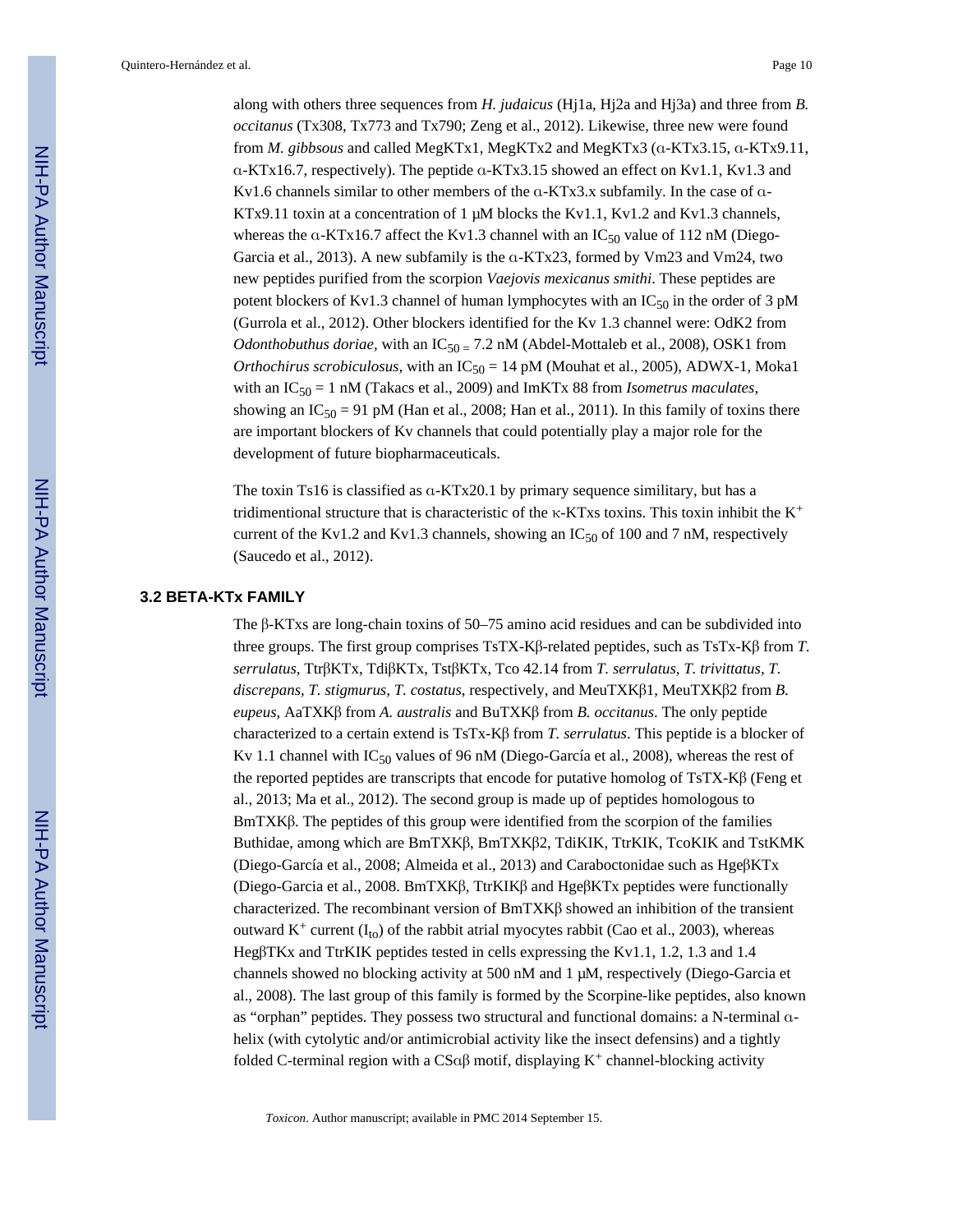along with others three sequences from *H. judaicus* (Hj1a, Hj2a and Hj3a) and three from *B. occitanus* (Tx308, Tx773 and Tx790; Zeng et al., 2012). Likewise, three new were found from *M. gibbsous* and called MegKTx1, MegKTx2 and MegKTx3 (α-KTx3.15, α-KTx9.11, α-KTx16.7, respectively). The peptide α-KTx3.15 showed an effect on Kv1.1, Kv1.3 and Kv1.6 channels similar to other members of the α-KTx3.x subfamily. In the case of α-KTx9.11 toxin at a concentration of 1 μM blocks the Kv1.1, Kv1.2 and Kv1.3 channels, whereas the α-KTx16.7 affect the Kv1.3 channel with an $IC_{50}$ value of 112 nM (Diego-Garcia et al., 2013). A new subfamily is the α-KTx23, formed by Vm23 and Vm24, two new peptides purified from the scorpion *Vaejovis mexicanus smithi*. These peptides are potent blockers of Kv1.3 channel of human lymphocytes with an $IC_{50}$ in the order of 3 pM (Gurrola et al., 2012). Other blockers identified for the Kv 1.3 channel were: OdK2 from *Odonthobuthus doriae,* with an $IC_{50}$ = 7.2 nM (Abdel-Mottaleb et al., 2008), OSK1 from *Orthochirus scrobiculosus,* with an $IC_{50}$ = 14 pM (Mouhat et al., 2005), ADWX-1, Moka1 with an $IC_{50}$ = 1 nM (Takacs et al., 2009) and ImKTx 88 from *Isometrus maculates*, showing an $IC_{50}$ = 91 pM (Han et al., 2008; Han et al., 2011). In this family of toxins there are important blockers of Kv channels that could potentially play a major role for the development of future biopharmaceuticals.

The toxin Ts16 is classified as α-KTx20.1 by primary sequence similitary, but has a tridimentional structure that is characteristic of the κ-KTxs toxins. This toxin inhibit the $K^+$ current of the Kv1.2 and Kv1.3 channels, showing an $IC_{50}$ of 100 and 7 nM, respectively (Saucedo et al., 2012).

### 3.2 BETA-KTx FAMILY

The β-KTxs are long-chain toxins of 50–75 amino acid residues and can be subdivided into three groups. The first group comprises TsTX-Kβ-related peptides, such as TsTx-Kβ from *T. serrulatus*, TtrβKTx, TdiβKTx, TstβKTx, Tco 42.14 from *T. serrulatus, T. trivittatus, T. discrepans, T. stigmurus, T. costatus*, respectively, and MeuTXKβ1, MeuTXKβ2 from *B. eupeus*, AaTXKβ from *A. australis* and BuTXKβ from *B. occitanus*. The only peptide characterized to a certain extend is TsTx-Kβ from *T. serrulatus*. This peptide is a blocker of Kv 1.1 channel with $IC_{50}$ values of 96 nM (Diego-García et al., 2008), whereas the rest of the reported peptides are transcripts that encode for putative homolog of TsTX-Kβ (Feng et al., 2013; Ma et al., 2012). The second group is made up of peptides homologous to BmTXKβ. The peptides of this group were identified from the scorpion of the families Buthidae, among which are BmTXKβ, BmTXKβ2, TdiKIK, TtrKIK, TcoKIK and TstKMK (Diego-García et al., 2008; Almeida et al., 2013) and Caraboctonidae such as HgeβKTx (Diego-Garcia et al., 2008. BmTXKβ, TtrKIKβ and HgeβKTx peptides were functionally characterized. The recombinant version of BmTXKβ showed an inhibition of the transient outward $K^+$ current ($I_{to}$) of the rabbit atrial myocytes rabbit (Cao et al., 2003), whereas HegβTKx and TtrKIK peptides tested in cells expressing the Kv1.1, 1.2, 1.3 and 1.4 channels showed no blocking activity at 500 nM and 1 μM, respectively (Diego-Garcia et al., 2008). The last group of this family is formed by the Scorpine-like peptides, also known as "orphan" peptides. They possess two structural and functional domains: a N-terminal α-helix (with cytolytic and/or antimicrobial activity like the insect defensins) and a tightly folded C-terminal region with a CSαβ motif, displaying $K^+$ channel-blocking activity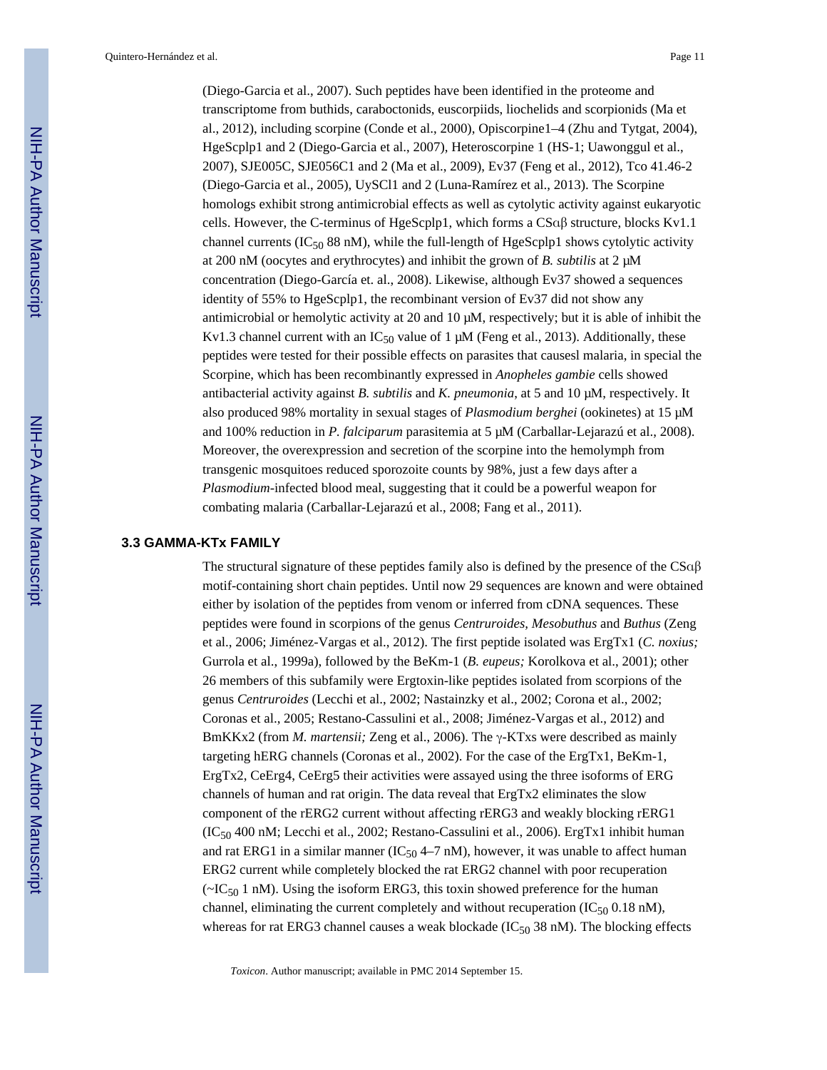(Diego-Garcia et al., 2007). Such peptides have been identified in the proteome and transcriptome from buthids, caraboctonids, euscorpiids, liochelids and scorpionids (Ma et al., 2012), including scorpine (Conde et al., 2000), Opiscorpine1–4 (Zhu and Tytgat, 2004), HgeScplp1 and 2 (Diego-Garcia et al., 2007), Heteroscorpine 1 (HS-1; Uawonggul et al., 2007), SJE005C, SJE056C1 and 2 (Ma et al., 2009), Ev37 (Feng et al., 2012), Tco 41.46-2 (Diego-Garcia et al., 2005), UySCl1 and 2 (Luna-Ramírez et al., 2013). The Scorpine homologs exhibit strong antimicrobial effects as well as cytolytic activity against eukaryotic cells. However, the C-terminus of HgeScplp1, which forms a CSαβ structure, blocks Kv1.1 channel currents ($IC_{50}$ 88 nM), while the full-length of HgeScplp1 shows cytolytic activity at 200 nM (oocytes and erythrocytes) and inhibit the grown of *B. subtilis* at 2 μM concentration (Diego-García et. al., 2008). Likewise, although Ev37 showed a sequences identity of 55% to HgeScplp1, the recombinant version of Ev37 did not show any antimicrobial or hemolytic activity at 20 and 10 μM, respectively; but it is able of inhibit the Kv1.3 channel current with an $IC_{50}$ value of 1 μM (Feng et al., 2013). Additionally, these peptides were tested for their possible effects on parasites that causesl malaria, in special the Scorpine, which has been recombinantly expressed in *Anopheles gambie* cells showed antibacterial activity against *B. subtilis* and *K. pneumonia*, at 5 and 10 μM, respectively. It also produced 98% mortality in sexual stages of *Plasmodium berghei* (ookinetes) at 15 μM and 100% reduction in *P. falciparum* parasitemia at 5 μM (Carballar-Lejarazú et al., 2008). Moreover, the overexpression and secretion of the scorpine into the hemolymph from transgenic mosquitoes reduced sporozoite counts by 98%, just a few days after a *Plasmodium*-infected blood meal, suggesting that it could be a powerful weapon for combating malaria (Carballar-Lejarazú et al., 2008; Fang et al., 2011).

### 3.3 GAMMA-KTx FAMILY

The structural signature of these peptides family also is defined by the presence of the CSαβ motif-containing short chain peptides. Until now 29 sequences are known and were obtained either by isolation of the peptides from venom or inferred from cDNA sequences. These peptides were found in scorpions of the genus *Centruroides, Mesobuthus* and *Buthus* (Zeng et al., 2006; Jiménez-Vargas et al., 2012). The first peptide isolated was ErgTx1 (*C. noxius;* Gurrola et al., 1999a), followed by the BeKm-1 (*B. eupeus;* Korolkova et al., 2001); other 26 members of this subfamily were Ergtoxin-like peptides isolated from scorpions of the genus *Centruroides* (Lecchi et al., 2002; Nastainzky et al., 2002; Corona et al., 2002; Coronas et al., 2005; Restano-Cassulini et al., 2008; Jiménez-Vargas et al., 2012) and BmKKx2 (from *M. martensii;* Zeng et al., 2006). The γ-KTxs were described as mainly targeting hERG channels (Coronas et al., 2002). For the case of the ErgTx1, BeKm-1, ErgTx2, CeErg4, CeErg5 their activities were assayed using the three isoforms of ERG channels of human and rat origin. The data reveal that ErgTx2 eliminates the slow component of the rERG2 current without affecting rERG3 and weakly blocking rERG1 ($IC_{50}$ 400 nM; Lecchi et al., 2002; Restano-Cassulini et al., 2006). ErgTx1 inhibit human and rat ERG1 in a similar manner ($IC_{50}$ 4–7 nM), however, it was unable to affect human ERG2 current while completely blocked the rat ERG2 channel with poor recuperation (~$IC_{50}$ 1 nM). Using the isoform ERG3, this toxin showed preference for the human channel, eliminating the current completely and without recuperation ($IC_{50}$ 0.18 nM), whereas for rat ERG3 channel causes a weak blockade ($IC_{50}$ 38 nM). The blocking effects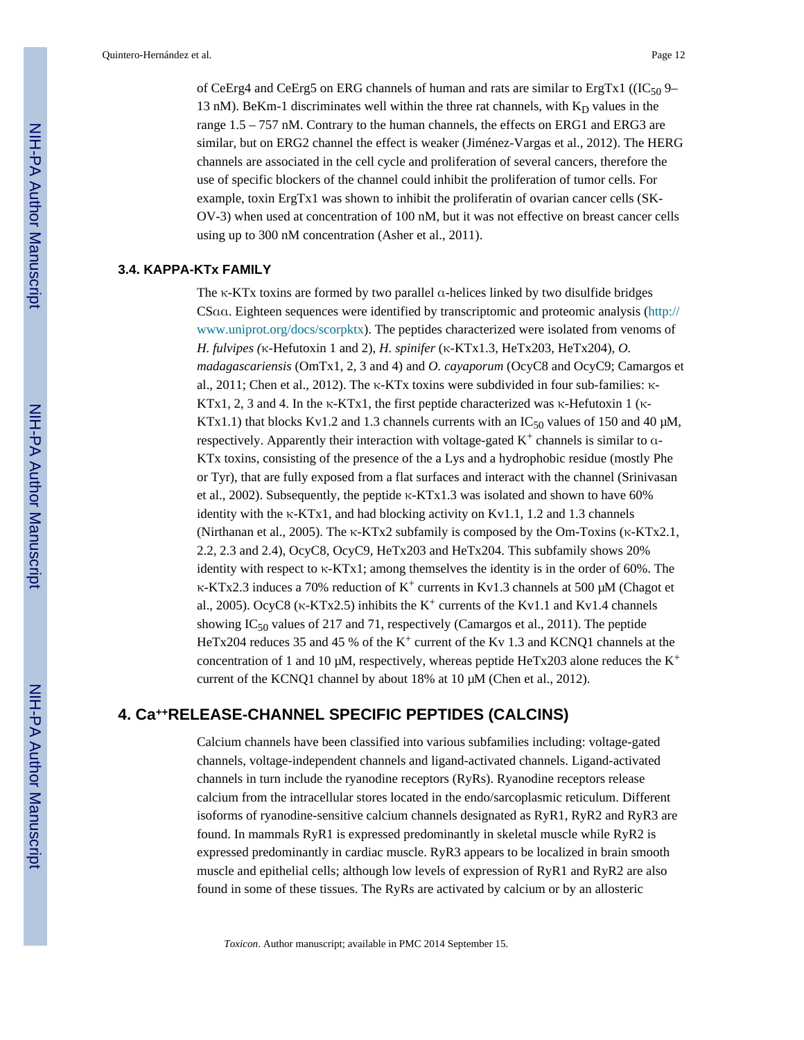of CeErg4 and CeErg5 on ERG channels of human and rats are similar to ErgTx1 (($IC_{50}$ 9–13 nM). BeKm-1 discriminates well within the three rat channels, with $K_D$ values in the range 1.5 – 757 nM. Contrary to the human channels, the effects on ERG1 and ERG3 are similar, but on ERG2 channel the effect is weaker (Jiménez-Vargas et al., 2012). The HERG channels are associated in the cell cycle and proliferation of several cancers, therefore the use of specific blockers of the channel could inhibit the proliferation of tumor cells. For example, toxin ErgTx1 was shown to inhibit the proliferatin of ovarian cancer cells (SK-OV-3) when used at concentration of 100 nM, but it was not effective on breast cancer cells using up to 300 nM concentration (Asher et al., 2011).

### 3.4. KAPPA-KTx FAMILY

The κ-KTx toxins are formed by two parallel α-helices linked by two disulfide bridges CSαα. Eighteen sequences were identified by transcriptomic and proteomic analysis (http://www.uniprot.org/docs/scorpktx). The peptides characterized were isolated from venoms of *H. fulvipes (*κ-Hefutoxin 1 and 2), *H. spinifer* (κ-KTx1.3, HeTx203, HeTx204), *O. madagascariensis* (OmTx1, 2, 3 and 4) and *O. cayaporum* (OcyC8 and OcyC9; Camargos et al., 2011; Chen et al., 2012). The κ-KTx toxins were subdivided in four sub-families: κ-KTx1, 2, 3 and 4. In the κ-KTx1, the first peptide characterized was κ-Hefutoxin 1 (κ-KTx1.1) that blocks Kv1.2 and 1.3 channels currents with an $IC_{50}$ values of 150 and 40 μM, respectively. Apparently their interaction with voltage-gated $K^+$ channels is similar to α-KTx toxins, consisting of the presence of the a Lys and a hydrophobic residue (mostly Phe or Tyr), that are fully exposed from a flat surfaces and interact with the channel (Srinivasan et al., 2002). Subsequently, the peptide κ-KTx1.3 was isolated and shown to have 60% identity with the κ-KTx1, and had blocking activity on Kv1.1, 1.2 and 1.3 channels (Nirthanan et al., 2005). The κ-KTx2 subfamily is composed by the Om-Toxins (κ-KTx2.1, 2.2, 2.3 and 2.4), OcyC8, OcyC9, HeTx203 and HeTx204. This subfamily shows 20% identity with respect to κ-KTx1; among themselves the identity is in the order of 60%. The κ-KTx2.3 induces a 70% reduction of $K^+$ currents in Kv1.3 channels at 500 μM (Chagot et al., 2005). OcyC8 (κ-KTx2.5) inhibits the $K^+$ currents of the Kv1.1 and Kv1.4 channels showing $IC_{50}$ values of 217 and 71, respectively (Camargos et al., 2011). The peptide HeTx204 reduces 35 and 45 % of the $K^+$ current of the Kv 1.3 and KCNQ1 channels at the concentration of 1 and 10 μM, respectively, whereas peptide HeTx203 alone reduces the $K^+$ current of the KCNQ1 channel by about 18% at 10 μM (Chen et al., 2012).

## 4. Ca++RELEASE-CHANNEL SPECIFIC PEPTIDES (CALCINS)

Calcium channels have been classified into various subfamilies including: voltage-gated channels, voltage-independent channels and ligand-activated channels. Ligand-activated channels in turn include the ryanodine receptors (RyRs). Ryanodine receptors release calcium from the intracellular stores located in the endo/sarcoplasmic reticulum. Different isoforms of ryanodine-sensitive calcium channels designated as RyR1, RyR2 and RyR3 are found. In mammals RyR1 is expressed predominantly in skeletal muscle while RyR2 is expressed predominantly in cardiac muscle. RyR3 appears to be localized in brain smooth muscle and epithelial cells; although low levels of expression of RyR1 and RyR2 are also found in some of these tissues. The RyRs are activated by calcium or by an allosteric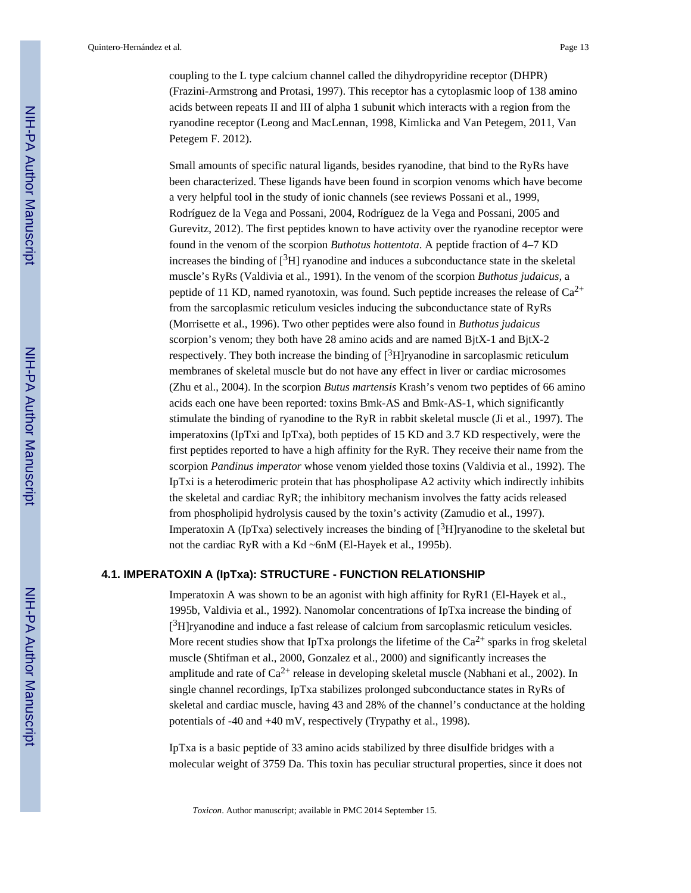coupling to the L type calcium channel called the dihydropyridine receptor (DHPR) (Frazini-Armstrong and Protasi, 1997). This receptor has a cytoplasmic loop of 138 amino acids between repeats II and III of alpha 1 subunit which interacts with a region from the ryanodine receptor (Leong and MacLennan, 1998, Kimlicka and Van Petegem, 2011, Van Petegem F. 2012).

Small amounts of specific natural ligands, besides ryanodine, that bind to the RyRs have been characterized. These ligands have been found in scorpion venoms which have become a very helpful tool in the study of ionic channels (see reviews Possani et al., 1999, Rodríguez de la Vega and Possani, 2004, Rodríguez de la Vega and Possani, 2005 and Gurevitz, 2012). The first peptides known to have activity over the ryanodine receptor were found in the venom of the scorpion *Buthotus hottentota*. A peptide fraction of 4–7 KD increases the binding of [$^{3}$H] ryanodine and induces a subconductance state in the skeletal muscle's RyRs (Valdivia et al., 1991). In the venom of the scorpion *Buthotus judaicus*, a peptide of 11 KD, named ryanotoxin, was found. Such peptide increases the release of $Ca^{2+}$ from the sarcoplasmic reticulum vesicles inducing the subconductance state of RyRs (Morrisette et al., 1996). Two other peptides were also found in *Buthotus judaicus* scorpion's venom; they both have 28 amino acids and are named BjtX-1 and BjtX-2 respectively. They both increase the binding of [$^{3}$H]ryanodine in sarcoplasmic reticulum membranes of skeletal muscle but do not have any effect in liver or cardiac microsomes (Zhu et al., 2004). In the scorpion *Butus martensis* Krash's venom two peptides of 66 amino acids each one have been reported: toxins Bmk-AS and Bmk-AS-1, which significantly stimulate the binding of ryanodine to the RyR in rabbit skeletal muscle (Ji et al., 1997). The imperatoxins (IpTxi and IpTxa), both peptides of 15 KD and 3.7 KD respectively, were the first peptides reported to have a high affinity for the RyR. They receive their name from the scorpion *Pandinus imperator* whose venom yielded those toxins (Valdivia et al., 1992). The IpTxi is a heterodimeric protein that has phospholipase A2 activity which indirectly inhibits the skeletal and cardiac RyR; the inhibitory mechanism involves the fatty acids released from phospholipid hydrolysis caused by the toxin's activity (Zamudio et al., 1997). Imperatoxin A (IpTxa) selectively increases the binding of [$^{3}$H]ryanodine to the skeletal but not the cardiac RyR with a Kd ~6nM (El-Hayek et al., 1995b).

### 4.1. IMPERATOXIN A (IpTxa): STRUCTURE - FUNCTION RELATIONSHIP

Imperatoxin A was shown to be an agonist with high affinity for RyR1 (El-Hayek et al., 1995b, Valdivia et al., 1992). Nanomolar concentrations of IpTxa increase the binding of [$^{3}$H]ryanodine and induce a fast release of calcium from sarcoplasmic reticulum vesicles. More recent studies show that IpTxa prolongs the lifetime of the $Ca^{2+}$ sparks in frog skeletal muscle (Shtifman et al., 2000, Gonzalez et al., 2000) and significantly increases the amplitude and rate of $Ca^{2+}$ release in developing skeletal muscle (Nabhani et al., 2002). In single channel recordings, IpTxa stabilizes prolonged subconductance states in RyRs of skeletal and cardiac muscle, having 43 and 28% of the channel's conductance at the holding potentials of -40 and +40 mV, respectively (Trypathy et al., 1998).

IpTxa is a basic peptide of 33 amino acids stabilized by three disulfide bridges with a molecular weight of 3759 Da. This toxin has peculiar structural properties, since it does not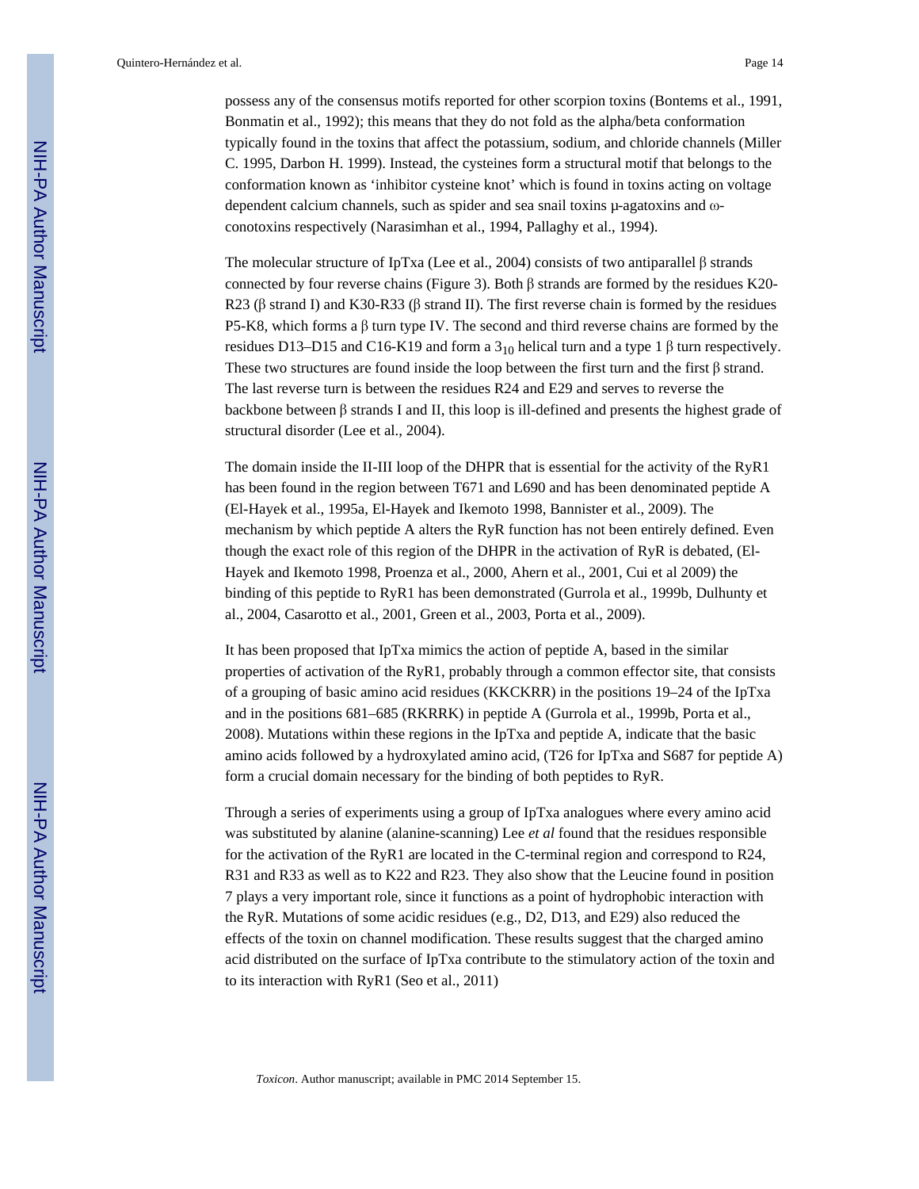possess any of the consensus motifs reported for other scorpion toxins (Bontems et al., 1991, Bonmatin et al., 1992); this means that they do not fold as the alpha/beta conformation typically found in the toxins that affect the potassium, sodium, and chloride channels (Miller C. 1995, Darbon H. 1999). Instead, the cysteines form a structural motif that belongs to the conformation known as 'inhibitor cysteine knot' which is found in toxins acting on voltage dependent calcium channels, such as spider and sea snail toxins μ-agatoxins and ω-conotoxins respectively (Narasimhan et al., 1994, Pallaghy et al., 1994).

The molecular structure of IpTxa (Lee et al., 2004) consists of two antiparallel β strands connected by four reverse chains (Figure 3). Both β strands are formed by the residues K20-R23 (β strand I) and K30-R33 (β strand II). The first reverse chain is formed by the residues P5-K8, which forms a β turn type IV. The second and third reverse chains are formed by the residues D13–D15 and C16-K19 and form a $3_{10}$ helical turn and a type 1 β turn respectively. These two structures are found inside the loop between the first turn and the first β strand. The last reverse turn is between the residues R24 and E29 and serves to reverse the backbone between β strands I and II, this loop is ill-defined and presents the highest grade of structural disorder (Lee et al., 2004).

The domain inside the II-III loop of the DHPR that is essential for the activity of the RyR1 has been found in the region between T671 and L690 and has been denominated peptide A (El-Hayek et al., 1995a, El-Hayek and Ikemoto 1998, Bannister et al., 2009). The mechanism by which peptide A alters the RyR function has not been entirely defined. Even though the exact role of this region of the DHPR in the activation of RyR is debated, (El-Hayek and Ikemoto 1998, Proenza et al., 2000, Ahern et al., 2001, Cui et al 2009) the binding of this peptide to RyR1 has been demonstrated (Gurrola et al., 1999b, Dulhunty et al., 2004, Casarotto et al., 2001, Green et al., 2003, Porta et al., 2009).

It has been proposed that IpTxa mimics the action of peptide A, based in the similar properties of activation of the RyR1, probably through a common effector site, that consists of a grouping of basic amino acid residues (KKCKRR) in the positions 19–24 of the IpTxa and in the positions 681–685 (RKRRK) in peptide A (Gurrola et al., 1999b, Porta et al., 2008). Mutations within these regions in the IpTxa and peptide A, indicate that the basic amino acids followed by a hydroxylated amino acid, (T26 for IpTxa and S687 for peptide A) form a crucial domain necessary for the binding of both peptides to RyR.

Through a series of experiments using a group of IpTxa analogues where every amino acid was substituted by alanine (alanine-scanning) Lee *et al* found that the residues responsible for the activation of the RyR1 are located in the C-terminal region and correspond to R24, R31 and R33 as well as to K22 and R23. They also show that the Leucine found in position 7 plays a very important role, since it functions as a point of hydrophobic interaction with the RyR. Mutations of some acidic residues (e.g., D2, D13, and E29) also reduced the effects of the toxin on channel modification. These results suggest that the charged amino acid distributed on the surface of IpTxa contribute to the stimulatory action of the toxin and to its interaction with RyR1 (Seo et al., 2011)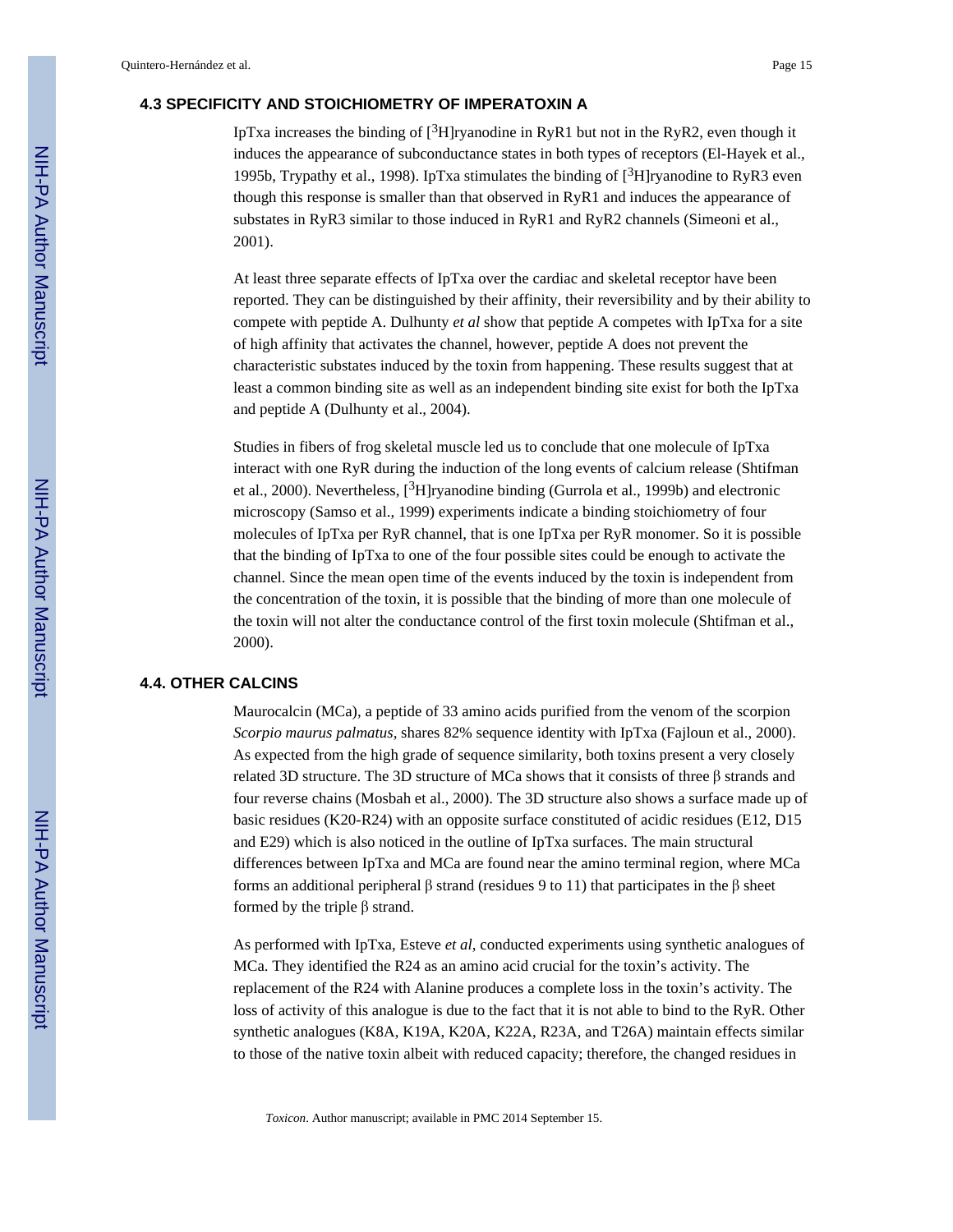### 4.3 SPECIFICITY AND STOICHIOMETRY OF IMPERATOXIN A

IpTxa increases the binding of [$^3$H]ryanodine in RyR1 but not in the RyR2, even though it induces the appearance of subconductance states in both types of receptors (El-Hayek et al., 1995b, Trypathy et al., 1998). IpTxa stimulates the binding of [$^3$H]ryanodine to RyR3 even though this response is smaller than that observed in RyR1 and induces the appearance of substates in RyR3 similar to those induced in RyR1 and RyR2 channels (Simeoni et al., 2001).

At least three separate effects of IpTxa over the cardiac and skeletal receptor have been reported. They can be distinguished by their affinity, their reversibility and by their ability to compete with peptide A. Dulhunty *et al* show that peptide A competes with IpTxa for a site of high affinity that activates the channel, however, peptide A does not prevent the characteristic substates induced by the toxin from happening. These results suggest that at least a common binding site as well as an independent binding site exist for both the IpTxa and peptide A (Dulhunty et al., 2004).

Studies in fibers of frog skeletal muscle led us to conclude that one molecule of IpTxa interact with one RyR during the induction of the long events of calcium release (Shtifman et al., 2000). Nevertheless, [$^3$H]ryanodine binding (Gurrola et al., 1999b) and electronic microscopy (Samso et al., 1999) experiments indicate a binding stoichiometry of four molecules of IpTxa per RyR channel, that is one IpTxa per RyR monomer. So it is possible that the binding of IpTxa to one of the four possible sites could be enough to activate the channel. Since the mean open time of the events induced by the toxin is independent from the concentration of the toxin, it is possible that the binding of more than one molecule of the toxin will not alter the conductance control of the first toxin molecule (Shtifman et al., 2000).

### 4.4. OTHER CALCINS

Maurocalcin (MCa), a peptide of 33 amino acids purified from the venom of the scorpion *Scorpio maurus palmatus*, shares 82% sequence identity with IpTxa (Fajloun et al., 2000). As expected from the high grade of sequence similarity, both toxins present a very closely related 3D structure. The 3D structure of MCa shows that it consists of three β strands and four reverse chains (Mosbah et al., 2000). The 3D structure also shows a surface made up of basic residues (K20-R24) with an opposite surface constituted of acidic residues (E12, D15 and E29) which is also noticed in the outline of IpTxa surfaces. The main structural differences between IpTxa and MCa are found near the amino terminal region, where MCa forms an additional peripheral β strand (residues 9 to 11) that participates in the β sheet formed by the triple β strand.

As performed with IpTxa, Esteve *et al*, conducted experiments using synthetic analogues of MCa. They identified the R24 as an amino acid crucial for the toxin's activity. The replacement of the R24 with Alanine produces a complete loss in the toxin's activity. The loss of activity of this analogue is due to the fact that it is not able to bind to the RyR. Other synthetic analogues (K8A, K19A, K20A, K22A, R23A, and T26A) maintain effects similar to those of the native toxin albeit with reduced capacity; therefore, the changed residues in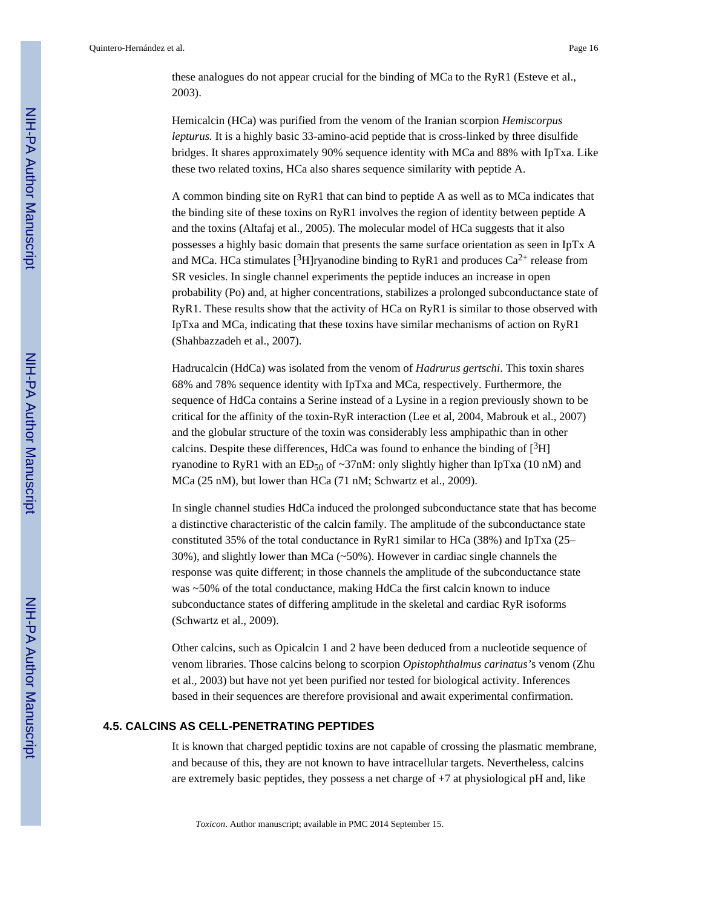these analogues do not appear crucial for the binding of MCa to the RyR1 (Esteve et al., 2003).

Hemicalcin (HCa) was purified from the venom of the Iranian scorpion *Hemiscorpus lepturus.* It is a highly basic 33-amino-acid peptide that is cross-linked by three disulfide bridges. It shares approximately 90% sequence identity with MCa and 88% with IpTxa. Like these two related toxins, HCa also shares sequence similarity with peptide A.

A common binding site on RyR1 that can bind to peptide A as well as to MCa indicates that the binding site of these toxins on RyR1 involves the region of identity between peptide A and the toxins (Altafaj et al., 2005). The molecular model of HCa suggests that it also possesses a highly basic domain that presents the same surface orientation as seen in IpTx A and MCa. HCa stimulates [$^3$H]ryanodine binding to RyR1 and produces $Ca^{2+}$ release from SR vesicles. In single channel experiments the peptide induces an increase in open probability (Po) and, at higher concentrations, stabilizes a prolonged subconductance state of RyR1. These results show that the activity of HCa on RyR1 is similar to those observed with IpTxa and MCa, indicating that these toxins have similar mechanisms of action on RyR1 (Shahbazzadeh et al., 2007).

Hadrucalcin (HdCa) was isolated from the venom of *Hadrurus gertschi*. This toxin shares 68% and 78% sequence identity with IpTxa and MCa, respectively. Furthermore, the sequence of HdCa contains a Serine instead of a Lysine in a region previously shown to be critical for the affinity of the toxin-RyR interaction (Lee et al, 2004, Mabrouk et al., 2007) and the globular structure of the toxin was considerably less amphipathic than in other calcins. Despite these differences, HdCa was found to enhance the binding of [$^3$H] ryanodine to RyR1 with an $ED_{50}$ of ~37nM: only slightly higher than IpTxa (10 nM) and MCa (25 nM), but lower than HCa (71 nM; Schwartz et al., 2009).

In single channel studies HdCa induced the prolonged subconductance state that has become a distinctive characteristic of the calcin family. The amplitude of the subconductance state constituted 35% of the total conductance in RyR1 similar to HCa (38%) and IpTxa (25–30%), and slightly lower than MCa (~50%). However in cardiac single channels the response was quite different; in those channels the amplitude of the subconductance state was ~50% of the total conductance, making HdCa the first calcin known to induce subconductance states of differing amplitude in the skeletal and cardiac RyR isoforms (Schwartz et al., 2009).

Other calcins, such as Opicalcin 1 and 2 have been deduced from a nucleotide sequence of venom libraries. Those calcins belong to scorpion *Opistophthalmus carinatus*'s venom (Zhu et al., 2003) but have not yet been purified nor tested for biological activity. Inferences based in their sequences are therefore provisional and await experimental confirmation.

### 4.5. CALCINS AS CELL-PENETRATING PEPTIDES

It is known that charged peptidic toxins are not capable of crossing the plasmatic membrane, and because of this, they are not known to have intracellular targets. Nevertheless, calcins are extremely basic peptides, they possess a net charge of +7 at physiological pH and, like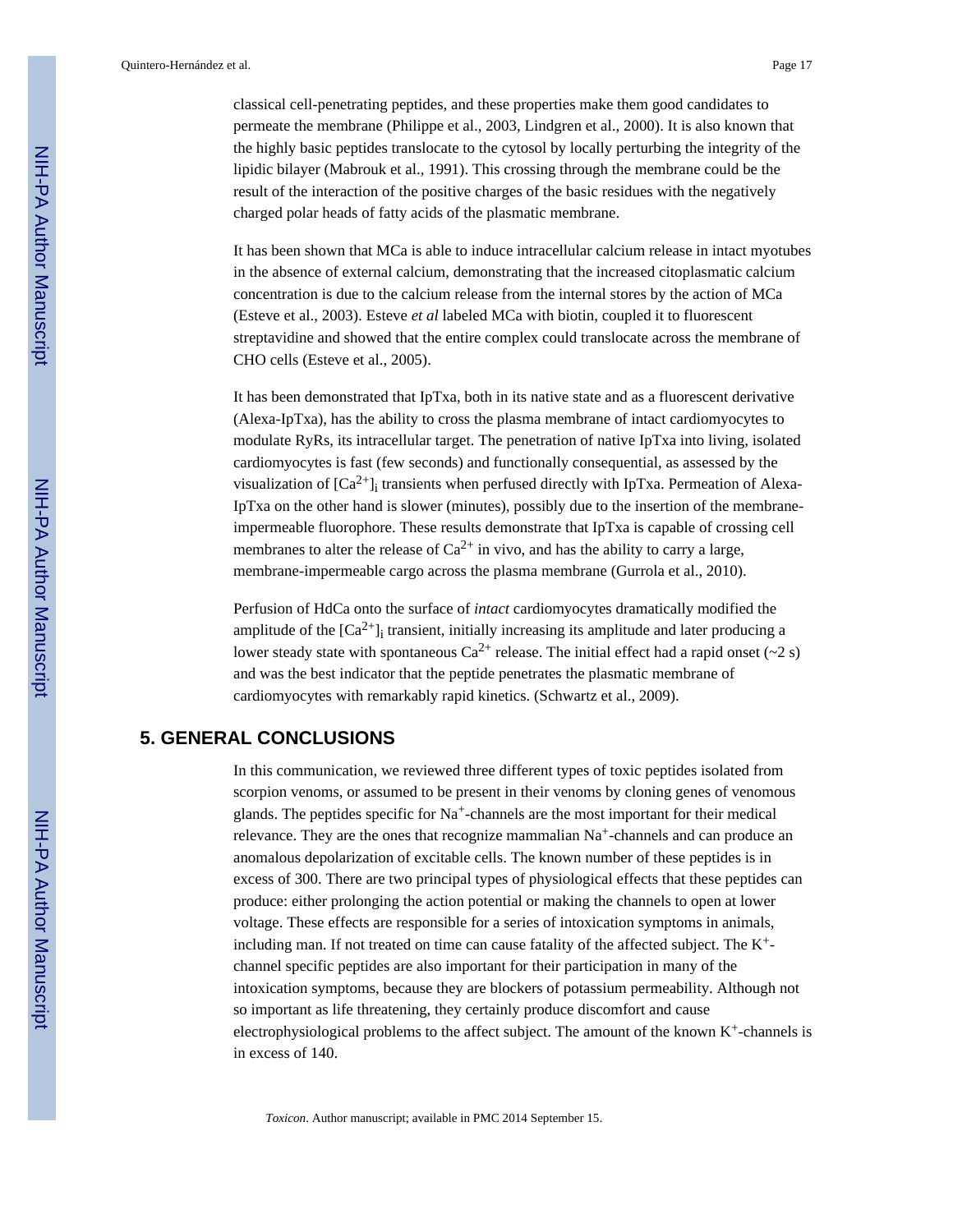classical cell-penetrating peptides, and these properties make them good candidates to permeate the membrane (Philippe et al., 2003, Lindgren et al., 2000). It is also known that the highly basic peptides translocate to the cytosol by locally perturbing the integrity of the lipidic bilayer (Mabrouk et al., 1991). This crossing through the membrane could be the result of the interaction of the positive charges of the basic residues with the negatively charged polar heads of fatty acids of the plasmatic membrane.

It has been shown that MCa is able to induce intracellular calcium release in intact myotubes in the absence of external calcium, demonstrating that the increased citoplasmatic calcium concentration is due to the calcium release from the internal stores by the action of MCa (Esteve et al., 2003). Esteve *et al* labeled MCa with biotin, coupled it to fluorescent streptavidine and showed that the entire complex could translocate across the membrane of CHO cells (Esteve et al., 2005).

It has been demonstrated that IpTxa, both in its native state and as a fluorescent derivative (Alexa-IpTxa), has the ability to cross the plasma membrane of intact cardiomyocytes to modulate RyRs, its intracellular target. The penetration of native IpTxa into living, isolated cardiomyocytes is fast (few seconds) and functionally consequential, as assessed by the visualization of $[Ca^{2+}]_i$ transients when perfused directly with IpTxa. Permeation of Alexa-IpTxa on the other hand is slower (minutes), possibly due to the insertion of the membrane-impermeable fluorophore. These results demonstrate that IpTxa is capable of crossing cell membranes to alter the release of $Ca^{2+}$ in vivo, and has the ability to carry a large, membrane-impermeable cargo across the plasma membrane (Gurrola et al., 2010).

Perfusion of HdCa onto the surface of *intact* cardiomyocytes dramatically modified the amplitude of the $[Ca^{2+}]_i$ transient, initially increasing its amplitude and later producing a lower steady state with spontaneous $Ca^{2+}$ release. The initial effect had a rapid onset (~2 s) and was the best indicator that the peptide penetrates the plasmatic membrane of cardiomyocytes with remarkably rapid kinetics. (Schwartz et al., 2009).

## 5. GENERAL CONCLUSIONS

In this communication, we reviewed three different types of toxic peptides isolated from scorpion venoms, or assumed to be present in their venoms by cloning genes of venomous glands. The peptides specific for $Na^+$-channels are the most important for their medical relevance. They are the ones that recognize mammalian $Na^+$-channels and can produce an anomalous depolarization of excitable cells. The known number of these peptides is in excess of 300. There are two principal types of physiological effects that these peptides can produce: either prolonging the action potential or making the channels to open at lower voltage. These effects are responsible for a series of intoxication symptoms in animals, including man. If not treated on time can cause fatality of the affected subject. The $K^+$-channel specific peptides are also important for their participation in many of the intoxication symptoms, because they are blockers of potassium permeability. Although not so important as life threatening, they certainly produce discomfort and cause electrophysiological problems to the affect subject. The amount of the known $K^+$-channels is in excess of 140.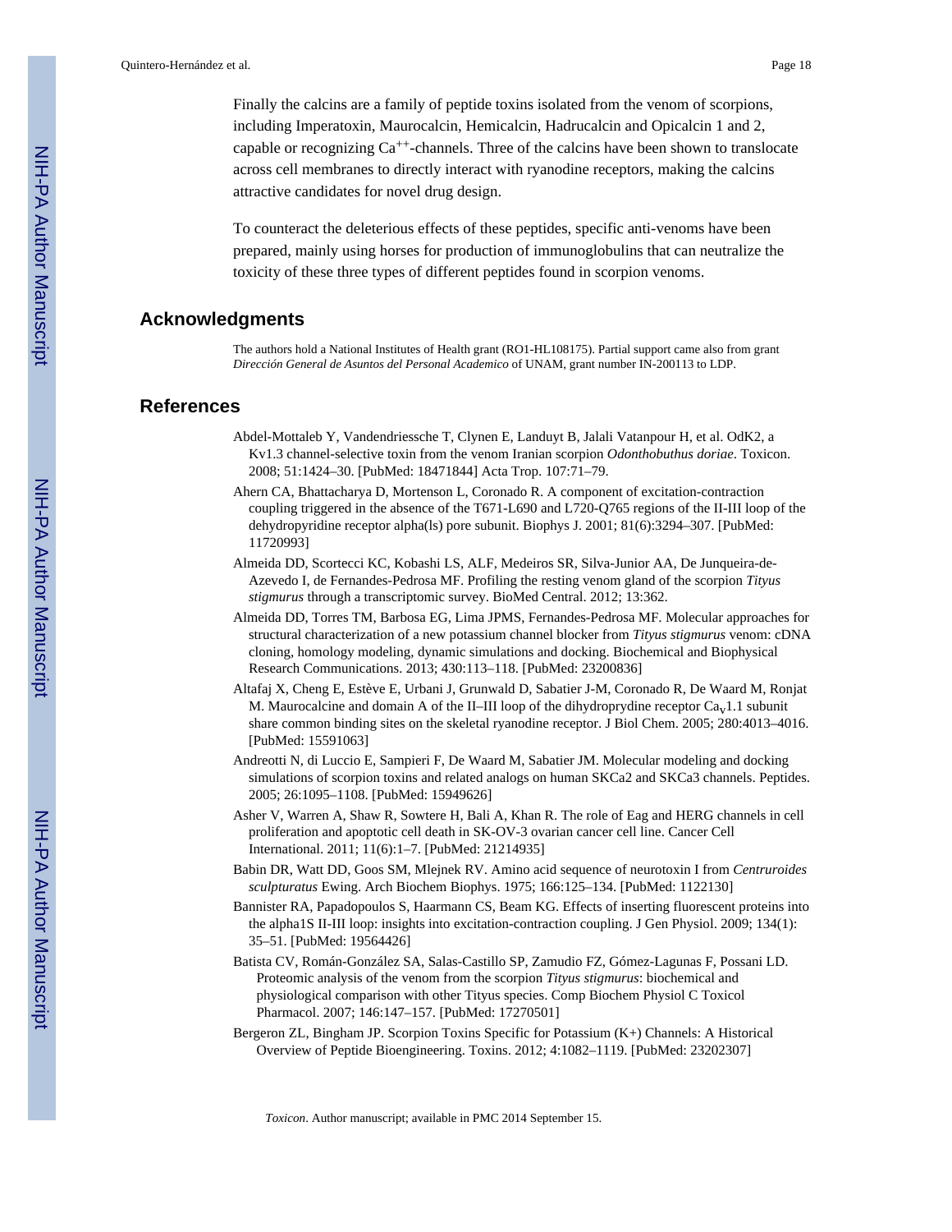Finally the calcins are a family of peptide toxins isolated from the venom of scorpions, including Imperatoxin, Maurocalcin, Hemicalcin, Hadrucalcin and Opicalcin 1 and 2, capable or recognizing $Ca^{++}$-channels. Three of the calcins have been shown to translocate across cell membranes to directly interact with ryanodine receptors, making the calcins attractive candidates for novel drug design.

To counteract the deleterious effects of these peptides, specific anti-venoms have been prepared, mainly using horses for production of immunoglobulins that can neutralize the toxicity of these three types of different peptides found in scorpion venoms.

## Acknowledgments

The authors hold a National Institutes of Health grant (RO1-HL108175). Partial support came also from grant *Dirección General de Asuntos del Personal Academico* of UNAM, grant number IN-200113 to LDP.

## References

Abdel-Mottaleb Y, Vandendriessche T, Clynen E, Landuyt B, Jalali Vatanpour H, et al. OdK2, a Kv1.3 channel-selective toxin from the venom Iranian scorpion *Odonthobuthus doriae*. Toxicon. 2008; 51:1424–30. [PubMed: 18471844] Acta Trop. 107:71–79.

Ahern CA, Bhattacharya D, Mortenson L, Coronado R. A component of excitation-contraction coupling triggered in the absence of the T671-L690 and L720-Q765 regions of the II-III loop of the dehydropyridine receptor alpha(ls) pore subunit. Biophys J. 2001; 81(6):3294–307. [PubMed: 11720993]

Almeida DD, Scortecci KC, Kobashi LS, ALF, Medeiros SR, Silva-Junior AA, De Junqueira-de-Azevedo I, de Fernandes-Pedrosa MF. Profiling the resting venom gland of the scorpion *Tityus stigmurus* through a transcriptomic survey. BioMed Central. 2012; 13:362.

Almeida DD, Torres TM, Barbosa EG, Lima JPMS, Fernandes-Pedrosa MF. Molecular approaches for structural characterization of a new potassium channel blocker from *Tityus stigmurus* venom: cDNA cloning, homology modeling, dynamic simulations and docking. Biochemical and Biophysical Research Communications. 2013; 430:113–118. [PubMed: 23200836]

Altafaj X, Cheng E, Estève E, Urbani J, Grunwald D, Sabatier J-M, Coronado R, De Waard M, Ronjat M. Maurocalcine and domain A of the II–III loop of the dihydroprydine receptor $Ca_v1.1$ subunit share common binding sites on the skeletal ryanodine receptor. J Biol Chem. 2005; 280:4013–4016. [PubMed: 15591063]

Andreotti N, di Luccio E, Sampieri F, De Waard M, Sabatier JM. Molecular modeling and docking simulations of scorpion toxins and related analogs on human SKCa2 and SKCa3 channels. Peptides. 2005; 26:1095–1108. [PubMed: 15949626]

Asher V, Warren A, Shaw R, Sowtere H, Bali A, Khan R. The role of Eag and HERG channels in cell proliferation and apoptotic cell death in SK-OV-3 ovarian cancer cell line. Cancer Cell International. 2011; 11(6):1–7. [PubMed: 21214935]

Babin DR, Watt DD, Goos SM, Mlejnek RV. Amino acid sequence of neurotoxin I from *Centruroides sculpturatus* Ewing. Arch Biochem Biophys. 1975; 166:125–134. [PubMed: 1122130]

Bannister RA, Papadopoulos S, Haarmann CS, Beam KG. Effects of inserting fluorescent proteins into the alpha1S II-III loop: insights into excitation-contraction coupling. J Gen Physiol. 2009; 134(1): 35–51. [PubMed: 19564426]

Batista CV, Román-González SA, Salas-Castillo SP, Zamudio FZ, Gómez-Lagunas F, Possani LD. Proteomic analysis of the venom from the scorpion *Tityus stigmurus*: biochemical and physiological comparison with other Tityus species. Comp Biochem Physiol C Toxicol Pharmacol. 2007; 146:147–157. [PubMed: 17270501]

Bergeron ZL, Bingham JP. Scorpion Toxins Specific for Potassium (K+) Channels: A Historical Overview of Peptide Bioengineering. Toxins. 2012; 4:1082–1119. [PubMed: 23202307]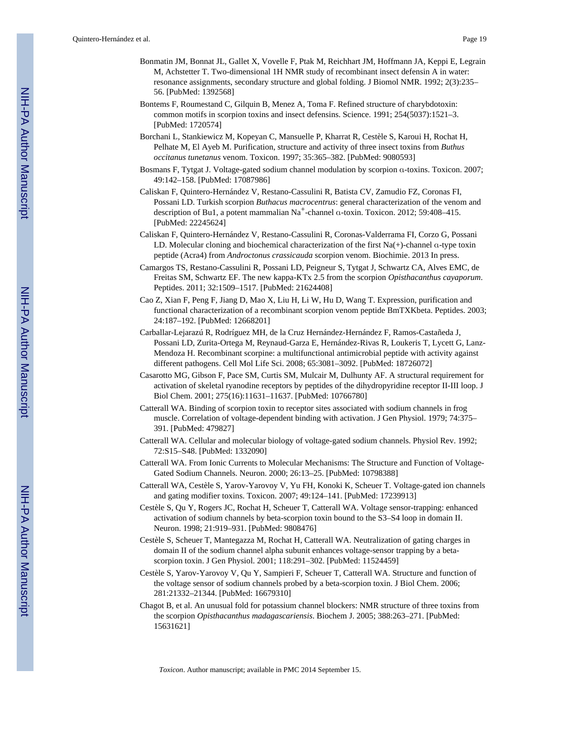Bonmatin JM, Bonnat JL, Gallet X, Vovelle F, Ptak M, Reichhart JM, Hoffmann JA, Keppi E, Legrain M, Achstetter T. Two-dimensional 1H NMR study of recombinant insect defensin A in water: resonance assignments, secondary structure and global folding. J Biomol NMR. 1992; 2(3):235–56. [PubMed: 1392568]

Bontems F, Roumestand C, Gilquin B, Menez A, Toma F. Refined structure of charybdotoxin: common motifs in scorpion toxins and insect defensins. Science. 1991; 254(5037):1521–3. [PubMed: 1720574]

Borchani L, Stankiewicz M, Kopeyan C, Mansuelle P, Kharrat R, Cestèle S, Karoui H, Rochat H, Pelhate M, El Ayeb M. Purification, structure and activity of three insect toxins from *Buthus occitanus tunetanus* venom. Toxicon. 1997; 35:365–382. [PubMed: 9080593]

Bosmans F, Tytgat J. Voltage-gated sodium channel modulation by scorpion α-toxins. Toxicon. 2007; 49:142–158. [PubMed: 17087986]

Caliskan F, Quintero-Hernández V, Restano-Cassulini R, Batista CV, Zamudio FZ, Coronas FI, Possani LD. Turkish scorpion *Buthacus macrocentrus*: general characterization of the venom and description of Bu1, a potent mammalian $Na^{+}$-channel α-toxin. Toxicon. 2012; 59:408–415. [PubMed: 22245624]

Caliskan F, Quintero-Hernández V, Restano-Cassulini R, Coronas-Valderrama FI, Corzo G, Possani LD. Molecular cloning and biochemical characterization of the first Na(+)-channel α-type toxin peptide (Acra4) from *Androctonus crassicauda* scorpion venom. Biochimie. 2013 In press.

Camargos TS, Restano-Cassulini R, Possani LD, Peigneur S, Tytgat J, Schwartz CA, Alves EMC, de Freitas SM, Schwartz EF. The new kappa-KTx 2.5 from the scorpion *Opisthacanthus cayaporum*. Peptides. 2011; 32:1509–1517. [PubMed: 21624408]

Cao Z, Xian F, Peng F, Jiang D, Mao X, Liu H, Li W, Hu D, Wang T. Expression, purification and functional characterization of a recombinant scorpion venom peptide BmTXKbeta. Peptides. 2003; 24:187–192. [PubMed: 12668201]

Carballar-Lejarazú R, Rodríguez MH, de la Cruz Hernández-Hernández F, Ramos-Castañeda J, Possani LD, Zurita-Ortega M, Reynaud-Garza E, Hernández-Rivas R, Loukeris T, Lycett G, Lanz-Mendoza H. Recombinant scorpine: a multifunctional antimicrobial peptide with activity against different pathogens. Cell Mol Life Sci. 2008; 65:3081–3092. [PubMed: 18726072]

Casarotto MG, Gibson F, Pace SM, Curtis SM, Mulcair M, Dulhunty AF. A structural requirement for activation of skeletal ryanodine receptors by peptides of the dihydropyridine receptor II-III loop. J Biol Chem. 2001; 275(16):11631–11637. [PubMed: 10766780]

Catterall WA. Binding of scorpion toxin to receptor sites associated with sodium channels in frog muscle. Correlation of voltage-dependent binding with activation. J Gen Physiol. 1979; 74:375–391. [PubMed: 479827]

Catterall WA. Cellular and molecular biology of voltage-gated sodium channels. Physiol Rev. 1992; 72:S15–S48. [PubMed: 1332090]

Catterall WA. From Ionic Currents to Molecular Mechanisms: The Structure and Function of Voltage-Gated Sodium Channels. Neuron. 2000; 26:13–25. [PubMed: 10798388]

Catterall WA, Cestèle S, Yarov-Yarovoy V, Yu FH, Konoki K, Scheuer T. Voltage-gated ion channels and gating modifier toxins. Toxicon. 2007; 49:124–141. [PubMed: 17239913]

Cestèle S, Qu Y, Rogers JC, Rochat H, Scheuer T, Catterall WA. Voltage sensor-trapping: enhanced activation of sodium channels by beta-scorpion toxin bound to the S3–S4 loop in domain II. Neuron. 1998; 21:919–931. [PubMed: 9808476]

Cestèle S, Scheuer T, Mantegazza M, Rochat H, Catterall WA. Neutralization of gating charges in domain II of the sodium channel alpha subunit enhances voltage-sensor trapping by a beta-scorpion toxin. J Gen Physiol. 2001; 118:291–302. [PubMed: 11524459]

Cestèle S, Yarov-Yarovoy V, Qu Y, Sampieri F, Scheuer T, Catterall WA. Structure and function of the voltage sensor of sodium channels probed by a beta-scorpion toxin. J Biol Chem. 2006; 281:21332–21344. [PubMed: 16679310]

Chagot B, et al. An unusual fold for potassium channel blockers: NMR structure of three toxins from the scorpion *Opisthacanthus madagascariensis*. Biochem J. 2005; 388:263–271. [PubMed: 15631621]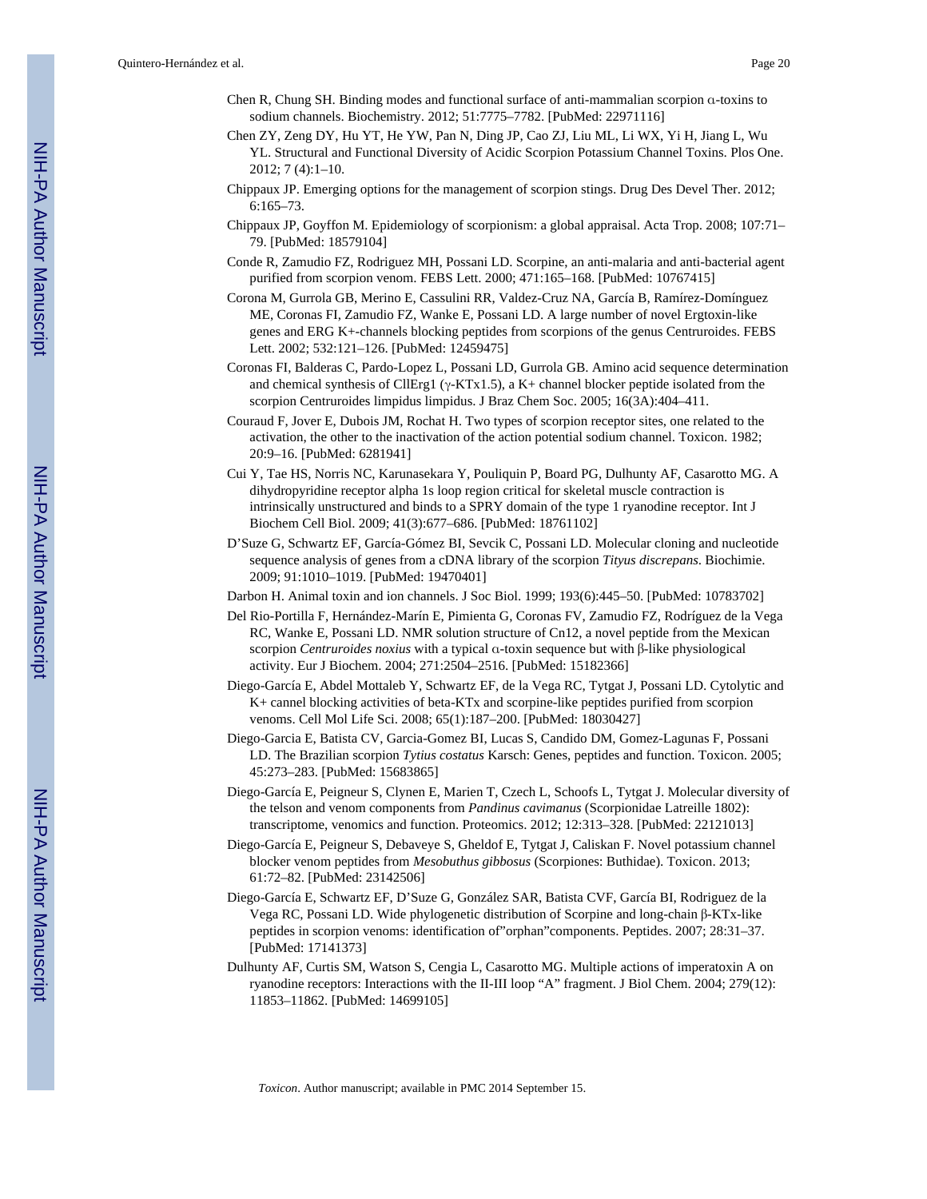Chen R, Chung SH. Binding modes and functional surface of anti-mammalian scorpion α-toxins to sodium channels. Biochemistry. 2012; 51:7775–7782. [PubMed: 22971116]

Chen ZY, Zeng DY, Hu YT, He YW, Pan N, Ding JP, Cao ZJ, Liu ML, Li WX, Yi H, Jiang L, Wu YL. Structural and Functional Diversity of Acidic Scorpion Potassium Channel Toxins. Plos One. 2012; 7 (4):1–10.

Chippaux JP. Emerging options for the management of scorpion stings. Drug Des Devel Ther. 2012; 6:165–73.

Chippaux JP, Goyffon M. Epidemiology of scorpionism: a global appraisal. Acta Trop. 2008; 107:71–79. [PubMed: 18579104]

Conde R, Zamudio FZ, Rodriguez MH, Possani LD. Scorpine, an anti-malaria and anti-bacterial agent purified from scorpion venom. FEBS Lett. 2000; 471:165–168. [PubMed: 10767415]

Corona M, Gurrola GB, Merino E, Cassulini RR, Valdez-Cruz NA, García B, Ramírez-Domínguez ME, Coronas FI, Zamudio FZ, Wanke E, Possani LD. A large number of novel Ergtoxin-like genes and ERG K+-channels blocking peptides from scorpions of the genus Centruroides. FEBS Lett. 2002; 532:121–126. [PubMed: 12459475]

Coronas FI, Balderas C, Pardo-Lopez L, Possani LD, Gurrola GB. Amino acid sequence determination and chemical synthesis of CllErg1 (γ-KTx1.5), a K+ channel blocker peptide isolated from the scorpion Centruroides limpidus limpidus. J Braz Chem Soc. 2005; 16(3A):404–411.

Couraud F, Jover E, Dubois JM, Rochat H. Two types of scorpion receptor sites, one related to the activation, the other to the inactivation of the action potential sodium channel. Toxicon. 1982; 20:9–16. [PubMed: 6281941]

Cui Y, Tae HS, Norris NC, Karunasekara Y, Pouliquin P, Board PG, Dulhunty AF, Casarotto MG. A dihydropyridine receptor alpha 1s loop region critical for skeletal muscle contraction is intrinsically unstructured and binds to a SPRY domain of the type 1 ryanodine receptor. Int J Biochem Cell Biol. 2009; 41(3):677–686. [PubMed: 18761102]

D'Suze G, Schwartz EF, García-Gómez BI, Sevcik C, Possani LD. Molecular cloning and nucleotide sequence analysis of genes from a cDNA library of the scorpion *Tityus discrepans*. Biochimie. 2009; 91:1010–1019. [PubMed: 19470401]

Darbon H. Animal toxin and ion channels. J Soc Biol. 1999; 193(6):445–50. [PubMed: 10783702]

Del Rio-Portilla F, Hernández-Marín E, Pimienta G, Coronas FV, Zamudio FZ, Rodríguez de la Vega RC, Wanke E, Possani LD. NMR solution structure of Cn12, a novel peptide from the Mexican scorpion *Centruroides noxius* with a typical α-toxin sequence but with β-like physiological activity. Eur J Biochem. 2004; 271:2504–2516. [PubMed: 15182366]

Diego-García E, Abdel Mottaleb Y, Schwartz EF, de la Vega RC, Tytgat J, Possani LD. Cytolytic and K+ cannel blocking activities of beta-KTx and scorpine-like peptides purified from scorpion venoms. Cell Mol Life Sci. 2008; 65(1):187–200. [PubMed: 18030427]

Diego-Garcia E, Batista CV, Garcia-Gomez BI, Lucas S, Candido DM, Gomez-Lagunas F, Possani LD. The Brazilian scorpion *Tytius costatus* Karsch: Genes, peptides and function. Toxicon. 2005; 45:273–283. [PubMed: 15683865]

Diego-García E, Peigneur S, Clynen E, Marien T, Czech L, Schoofs L, Tytgat J. Molecular diversity of the telson and venom components from *Pandinus cavimanus* (Scorpionidae Latreille 1802): transcriptome, venomics and function. Proteomics. 2012; 12:313–328. [PubMed: 22121013]

Diego-García E, Peigneur S, Debaveye S, Gheldof E, Tytgat J, Caliskan F. Novel potassium channel blocker venom peptides from *Mesobuthus gibbosus* (Scorpiones: Buthidae). Toxicon. 2013; 61:72–82. [PubMed: 23142506]

Diego-García E, Schwartz EF, D'Suze G, González SAR, Batista CVF, García BI, Rodriguez de la Vega RC, Possani LD. Wide phylogenetic distribution of Scorpine and long-chain β-KTx-like peptides in scorpion venoms: identification of"orphan"components. Peptides. 2007; 28:31–37. [PubMed: 17141373]

Dulhunty AF, Curtis SM, Watson S, Cengia L, Casarotto MG. Multiple actions of imperatoxin A on ryanodine receptors: Interactions with the II-III loop "A" fragment. J Biol Chem. 2004; 279(12): 11853–11862. [PubMed: 14699105]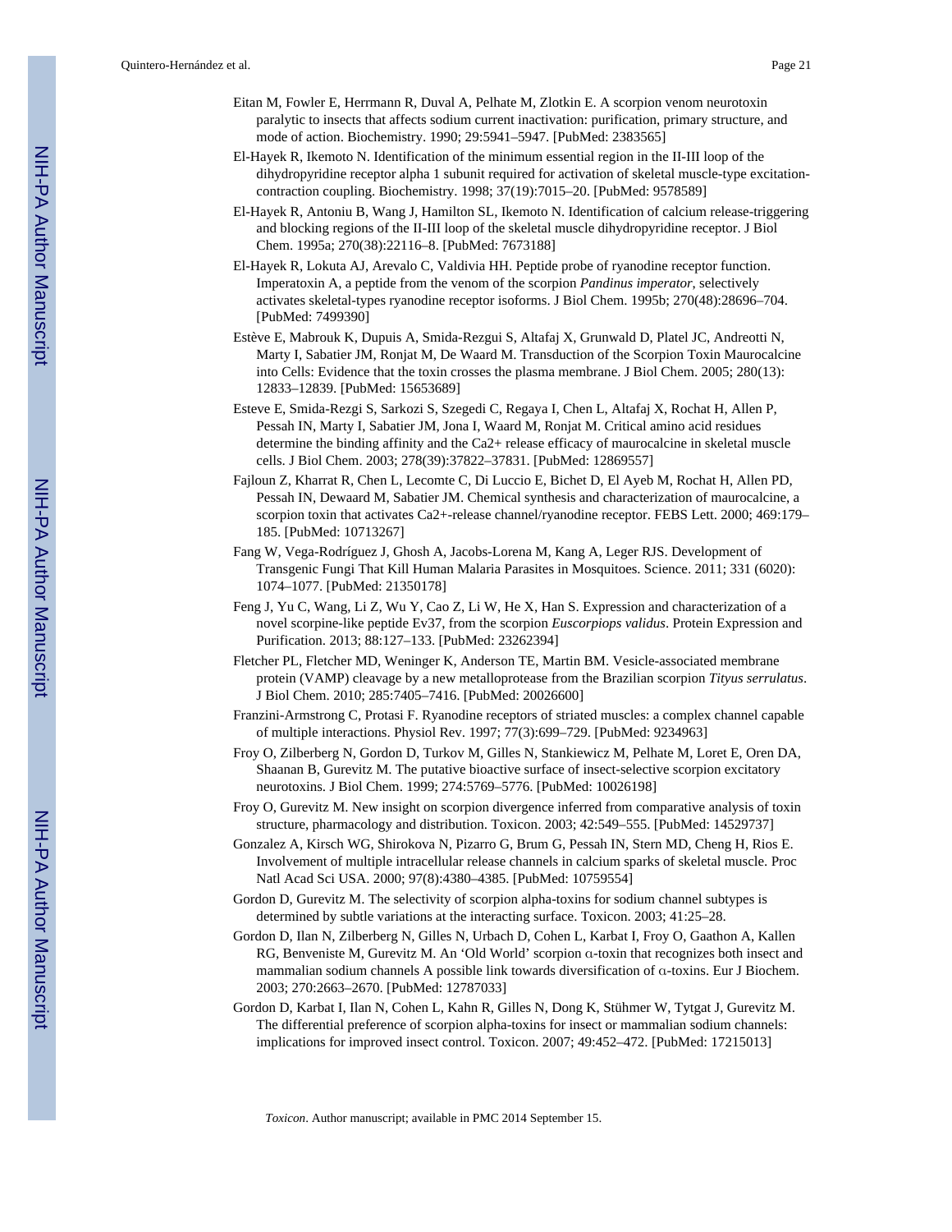Eitan M, Fowler E, Herrmann R, Duval A, Pelhate M, Zlotkin E. A scorpion venom neurotoxin paralytic to insects that affects sodium current inactivation: purification, primary structure, and mode of action. Biochemistry. 1990; 29:5941–5947. [PubMed: 2383565]

El-Hayek R, Ikemoto N. Identification of the minimum essential region in the II-III loop of the dihydropyridine receptor alpha 1 subunit required for activation of skeletal muscle-type excitation-contraction coupling. Biochemistry. 1998; 37(19):7015–20. [PubMed: 9578589]

El-Hayek R, Antoniu B, Wang J, Hamilton SL, Ikemoto N. Identification of calcium release-triggering and blocking regions of the II-III loop of the skeletal muscle dihydropyridine receptor. J Biol Chem. 1995a; 270(38):22116–8. [PubMed: 7673188]

El-Hayek R, Lokuta AJ, Arevalo C, Valdivia HH. Peptide probe of ryanodine receptor function. Imperatoxin A, a peptide from the venom of the scorpion *Pandinus imperator*, selectively activates skeletal-types ryanodine receptor isoforms. J Biol Chem. 1995b; 270(48):28696–704. [PubMed: 7499390]

Estève E, Mabrouk K, Dupuis A, Smida-Rezgui S, Altafaj X, Grunwald D, Platel JC, Andreotti N, Marty I, Sabatier JM, Ronjat M, De Waard M. Transduction of the Scorpion Toxin Maurocalcine into Cells: Evidence that the toxin crosses the plasma membrane. J Biol Chem. 2005; 280(13): 12833–12839. [PubMed: 15653689]

Esteve E, Smida-Rezgi S, Sarkozi S, Szegedi C, Regaya I, Chen L, Altafaj X, Rochat H, Allen P, Pessah IN, Marty I, Sabatier JM, Jona I, Waard M, Ronjat M. Critical amino acid residues determine the binding affinity and the Ca2+ release efficacy of maurocalcine in skeletal muscle cells. J Biol Chem. 2003; 278(39):37822–37831. [PubMed: 12869557]

Fajloun Z, Kharrat R, Chen L, Lecomte C, Di Luccio E, Bichet D, El Ayeb M, Rochat H, Allen PD, Pessah IN, Dewaard M, Sabatier JM. Chemical synthesis and characterization of maurocalcine, a scorpion toxin that activates Ca2+-release channel/ryanodine receptor. FEBS Lett. 2000; 469:179–185. [PubMed: 10713267]

Fang W, Vega-Rodríguez J, Ghosh A, Jacobs-Lorena M, Kang A, Leger RJS. Development of Transgenic Fungi That Kill Human Malaria Parasites in Mosquitoes. Science. 2011; 331 (6020): 1074–1077. [PubMed: 21350178]

Feng J, Yu C, Wang, Li Z, Wu Y, Cao Z, Li W, He X, Han S. Expression and characterization of a novel scorpine-like peptide Ev37, from the scorpion *Euscorpiops validus*. Protein Expression and Purification. 2013; 88:127–133. [PubMed: 23262394]

Fletcher PL, Fletcher MD, Weninger K, Anderson TE, Martin BM. Vesicle-associated membrane protein (VAMP) cleavage by a new metalloprotease from the Brazilian scorpion *Tityus serrulatus*. J Biol Chem. 2010; 285:7405–7416. [PubMed: 20026600]

Franzini-Armstrong C, Protasi F. Ryanodine receptors of striated muscles: a complex channel capable of multiple interactions. Physiol Rev. 1997; 77(3):699–729. [PubMed: 9234963]

Froy O, Zilberberg N, Gordon D, Turkov M, Gilles N, Stankiewicz M, Pelhate M, Loret E, Oren DA, Shaanan B, Gurevitz M. The putative bioactive surface of insect-selective scorpion excitatory neurotoxins. J Biol Chem. 1999; 274:5769–5776. [PubMed: 10026198]

Froy O, Gurevitz M. New insight on scorpion divergence inferred from comparative analysis of toxin structure, pharmacology and distribution. Toxicon. 2003; 42:549–555. [PubMed: 14529737]

Gonzalez A, Kirsch WG, Shirokova N, Pizarro G, Brum G, Pessah IN, Stern MD, Cheng H, Rios E. Involvement of multiple intracellular release channels in calcium sparks of skeletal muscle. Proc Natl Acad Sci USA. 2000; 97(8):4380–4385. [PubMed: 10759554]

Gordon D, Gurevitz M. The selectivity of scorpion alpha-toxins for sodium channel subtypes is determined by subtle variations at the interacting surface. Toxicon. 2003; 41:25–28.

Gordon D, Ilan N, Zilberberg N, Gilles N, Urbach D, Cohen L, Karbat I, Froy O, Gaathon A, Kallen RG, Benveniste M, Gurevitz M. An 'Old World' scorpion α-toxin that recognizes both insect and mammalian sodium channels A possible link towards diversification of α-toxins. Eur J Biochem. 2003; 270:2663–2670. [PubMed: 12787033]

Gordon D, Karbat I, Ilan N, Cohen L, Kahn R, Gilles N, Dong K, Stühmer W, Tytgat J, Gurevitz M. The differential preference of scorpion alpha-toxins for insect or mammalian sodium channels: implications for improved insect control. Toxicon. 2007; 49:452–472. [PubMed: 17215013]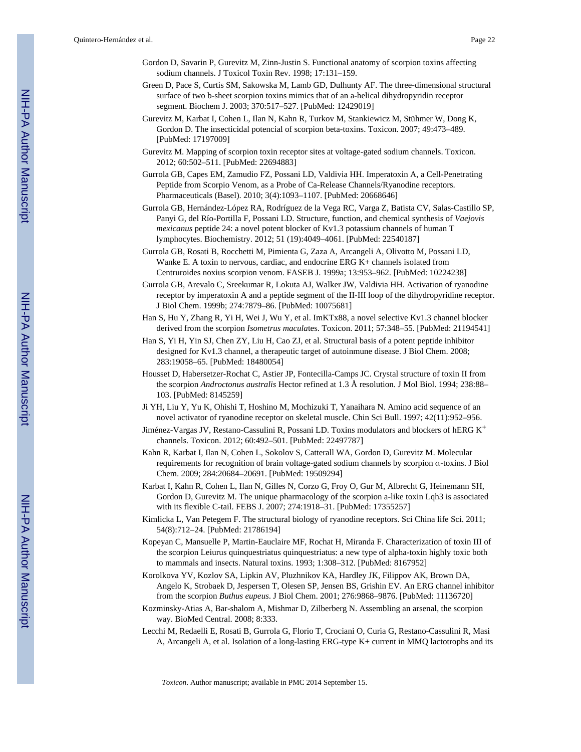Gordon D, Savarin P, Gurevitz M, Zinn-Justin S. Functional anatomy of scorpion toxins affecting sodium channels. J Toxicol Toxin Rev. 1998; 17:131–159.

Green D, Pace S, Curtis SM, Sakowska M, Lamb GD, Dulhunty AF. The three-dimensional structural surface of two b-sheet scorpion toxins mimics that of an a-helical dihydropyridin receptor segment. Biochem J. 2003; 370:517–527. [PubMed: 12429019]

Gurevitz M, Karbat I, Cohen L, Ilan N, Kahn R, Turkov M, Stankiewicz M, Stühmer W, Dong K, Gordon D. The insecticidal potencial of scorpion beta-toxins. Toxicon. 2007; 49:473–489. [PubMed: 17197009]

Gurevitz M. Mapping of scorpion toxin receptor sites at voltage-gated sodium channels. Toxicon. 2012; 60:502–511. [PubMed: 22694883]

Gurrola GB, Capes EM, Zamudio FZ, Possani LD, Valdivia HH. Imperatoxin A, a Cell-Penetrating Peptide from Scorpio Venom, as a Probe of Ca-Release Channels/Ryanodine receptors. Pharmaceuticals (Basel). 2010; 3(4):1093–1107. [PubMed: 20668646]

Gurrola GB, Hernández-López RA, Rodríguez de la Vega RC, Varga Z, Batista CV, Salas-Castillo SP, Panyi G, del Río-Portilla F, Possani LD. Structure, function, and chemical synthesis of *Vaejovis mexicanus* peptide 24: a novel potent blocker of Kv1.3 potassium channels of human T lymphocytes. Biochemistry. 2012; 51 (19):4049–4061. [PubMed: 22540187]

Gurrola GB, Rosati B, Rocchetti M, Pimienta G, Zaza A, Arcangeli A, Olivotto M, Possani LD, Wanke E. A toxin to nervous, cardiac, and endocrine ERG K+ channels isolated from Centruroides noxius scorpion venom. FASEB J. 1999a; 13:953–962. [PubMed: 10224238]

Gurrola GB, Arevalo C, Sreekumar R, Lokuta AJ, Walker JW, Valdivia HH. Activation of ryanodine receptor by imperatoxin A and a peptide segment of the II-III loop of the dihydropyridine receptor. J Biol Chem. 1999b; 274:7879–86. [PubMed: 10075681]

Han S, Hu Y, Zhang R, Yi H, Wei J, Wu Y, et al. ImKTx88, a novel selective Kv1.3 channel blocker derived from the scorpion *Isometrus macula*tes. Toxicon. 2011; 57:348–55. [PubMed: 21194541]

Han S, Yi H, Yin SJ, Chen ZY, Liu H, Cao ZJ, et al. Structural basis of a potent peptide inhibitor designed for Kv1.3 channel, a therapeutic target of autoinmune disease. J Biol Chem. 2008; 283:19058–65. [PubMed: 18480054]

Housset D, Habersetzer-Rochat C, Astier JP, Fontecilla-Camps JC. Crystal structure of toxin II from the scorpion *Androctonus australis* Hector refined at 1.3 Å resolution. J Mol Biol. 1994; 238:88–103. [PubMed: 8145259]

Ji YH, Liu Y, Yu K, Ohishi T, Hoshino M, Mochizuki T, Yanaihara N. Amino acid sequence of an novel activator of ryanodine receptor on skeletal muscle. Chin Sci Bull. 1997; 42(11):952–956.

Jiménez-Vargas JV, Restano-Cassulini R, Possani LD. Toxins modulators and blockers of hERG $K^+$ channels. Toxicon. 2012; 60:492–501. [PubMed: 22497787]

Kahn R, Karbat I, Ilan N, Cohen L, Sokolov S, Catterall WA, Gordon D, Gurevitz M. Molecular requirements for recognition of brain voltage-gated sodium channels by scorpion α-toxins. J Biol Chem. 2009; 284:20684–20691. [PubMed: 19509294]

Karbat I, Kahn R, Cohen L, Ilan N, Gilles N, Corzo G, Froy O, Gur M, Albrecht G, Heinemann SH, Gordon D, Gurevitz M. The unique pharmacology of the scorpion a-like toxin Lqh3 is associated with its flexible C-tail. FEBS J. 2007; 274:1918–31. [PubMed: 17355257]

Kimlicka L, Van Petegem F. The structural biology of ryanodine receptors. Sci China life Sci. 2011; 54(8):712–24. [PubMed: 21786194]

Kopeyan C, Mansuelle P, Martin-Eauclaire MF, Rochat H, Miranda F. Characterization of toxin III of the scorpion Leiurus quinquestriatus quinquestriatus: a new type of alpha-toxin highly toxic both to mammals and insects. Natural toxins. 1993; 1:308–312. [PubMed: 8167952]

Korolkova YV, Kozlov SA, Lipkin AV, Pluzhnikov KA, Hardley JK, Filippov AK, Brown DA, Angelo K, Strobaek D, Jespersen T, Olesen SP, Jensen BS, Grishin EV. An ERG channel inhibitor from the scorpion *Buthus eupeus*. J Biol Chem. 2001; 276:9868–9876. [PubMed: 11136720]

Kozminsky-Atias A, Bar-shalom A, Mishmar D, Zilberberg N. Assembling an arsenal, the scorpion way. BioMed Central. 2008; 8:333.

Lecchi M, Redaelli E, Rosati B, Gurrola G, Florio T, Crociani O, Curia G, Restano-Cassulini R, Masi A, Arcangeli A, et al. Isolation of a long-lasting ERG-type K+ current in MMQ lactotrophs and its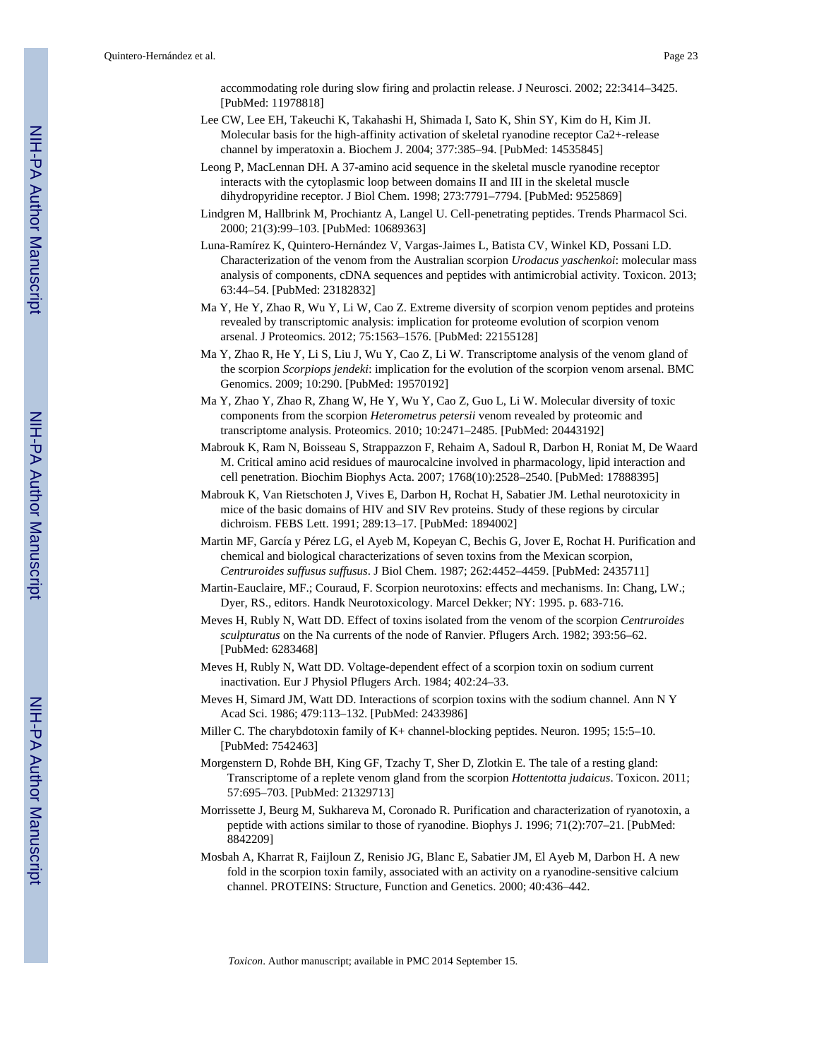accommodating role during slow firing and prolactin release. J Neurosci. 2002; 22:3414–3425. [PubMed: 11978818]

Lee CW, Lee EH, Takeuchi K, Takahashi H, Shimada I, Sato K, Shin SY, Kim do H, Kim JI. Molecular basis for the high-affinity activation of skeletal ryanodine receptor Ca2+-release channel by imperatoxin a. Biochem J. 2004; 377:385–94. [PubMed: 14535845]

Leong P, MacLennan DH. A 37-amino acid sequence in the skeletal muscle ryanodine receptor interacts with the cytoplasmic loop between domains II and III in the skeletal muscle dihydropyridine receptor. J Biol Chem. 1998; 273:7791–7794. [PubMed: 9525869]

Lindgren M, Hallbrink M, Prochiantz A, Langel U. Cell-penetrating peptides. Trends Pharmacol Sci. 2000; 21(3):99–103. [PubMed: 10689363]

Luna-Ramírez K, Quintero-Hernández V, Vargas-Jaimes L, Batista CV, Winkel KD, Possani LD. Characterization of the venom from the Australian scorpion *Urodacus yaschenkoi*: molecular mass analysis of components, cDNA sequences and peptides with antimicrobial activity. Toxicon. 2013; 63:44–54. [PubMed: 23182832]

Ma Y, He Y, Zhao R, Wu Y, Li W, Cao Z. Extreme diversity of scorpion venom peptides and proteins revealed by transcriptomic analysis: implication for proteome evolution of scorpion venom arsenal. J Proteomics. 2012; 75:1563–1576. [PubMed: 22155128]

Ma Y, Zhao R, He Y, Li S, Liu J, Wu Y, Cao Z, Li W. Transcriptome analysis of the venom gland of the scorpion *Scorpiops jendeki*: implication for the evolution of the scorpion venom arsenal. BMC Genomics. 2009; 10:290. [PubMed: 19570192]

Ma Y, Zhao Y, Zhao R, Zhang W, He Y, Wu Y, Cao Z, Guo L, Li W. Molecular diversity of toxic components from the scorpion *Heterometrus petersii* venom revealed by proteomic and transcriptome analysis. Proteomics. 2010; 10:2471–2485. [PubMed: 20443192]

Mabrouk K, Ram N, Boisseau S, Strappazzon F, Rehaim A, Sadoul R, Darbon H, Roniat M, De Waard M. Critical amino acid residues of maurocalcine involved in pharmacology, lipid interaction and cell penetration. Biochim Biophys Acta. 2007; 1768(10):2528–2540. [PubMed: 17888395]

Mabrouk K, Van Rietschoten J, Vives E, Darbon H, Rochat H, Sabatier JM. Lethal neurotoxicity in mice of the basic domains of HIV and SIV Rev proteins. Study of these regions by circular dichroism. FEBS Lett. 1991; 289:13–17. [PubMed: 1894002]

Martin MF, García y Pérez LG, el Ayeb M, Kopeyan C, Bechis G, Jover E, Rochat H. Purification and chemical and biological characterizations of seven toxins from the Mexican scorpion, *Centruroides suffusus suffusus*. J Biol Chem. 1987; 262:4452–4459. [PubMed: 2435711]

Martin-Eauclaire, MF.; Couraud, F. Scorpion neurotoxins: effects and mechanisms. In: Chang, LW.; Dyer, RS., editors. Handk Neurotoxicology. Marcel Dekker; NY: 1995. p. 683-716.

Meves H, Rubly N, Watt DD. Effect of toxins isolated from the venom of the scorpion *Centruroides sculpturatus* on the Na currents of the node of Ranvier. Pflugers Arch. 1982; 393:56–62. [PubMed: 6283468]

Meves H, Rubly N, Watt DD. Voltage-dependent effect of a scorpion toxin on sodium current inactivation. Eur J Physiol Pflugers Arch. 1984; 402:24–33.

Meves H, Simard JM, Watt DD. Interactions of scorpion toxins with the sodium channel. Ann N Y Acad Sci. 1986; 479:113–132. [PubMed: 2433986]

Miller C. The charybdotoxin family of K+ channel-blocking peptides. Neuron. 1995; 15:5–10. [PubMed: 7542463]

Morgenstern D, Rohde BH, King GF, Tzachy T, Sher D, Zlotkin E. The tale of a resting gland: Transcriptome of a replete venom gland from the scorpion *Hottentotta judaicus*. Toxicon. 2011; 57:695–703. [PubMed: 21329713]

Morrissette J, Beurg M, Sukhareva M, Coronado R. Purification and characterization of ryanotoxin, a peptide with actions similar to those of ryanodine. Biophys J. 1996; 71(2):707–21. [PubMed: 8842209]

Mosbah A, Kharrat R, Fajloun Z, Renisio JG, Blanc E, Sabatier JM, El Ayeb M, Darbon H. A new fold in the scorpion toxin family, associated with an activity on a ryanodine-sensitive calcium channel. PROTEINS: Structure, Function and Genetics. 2000; 40:436–442.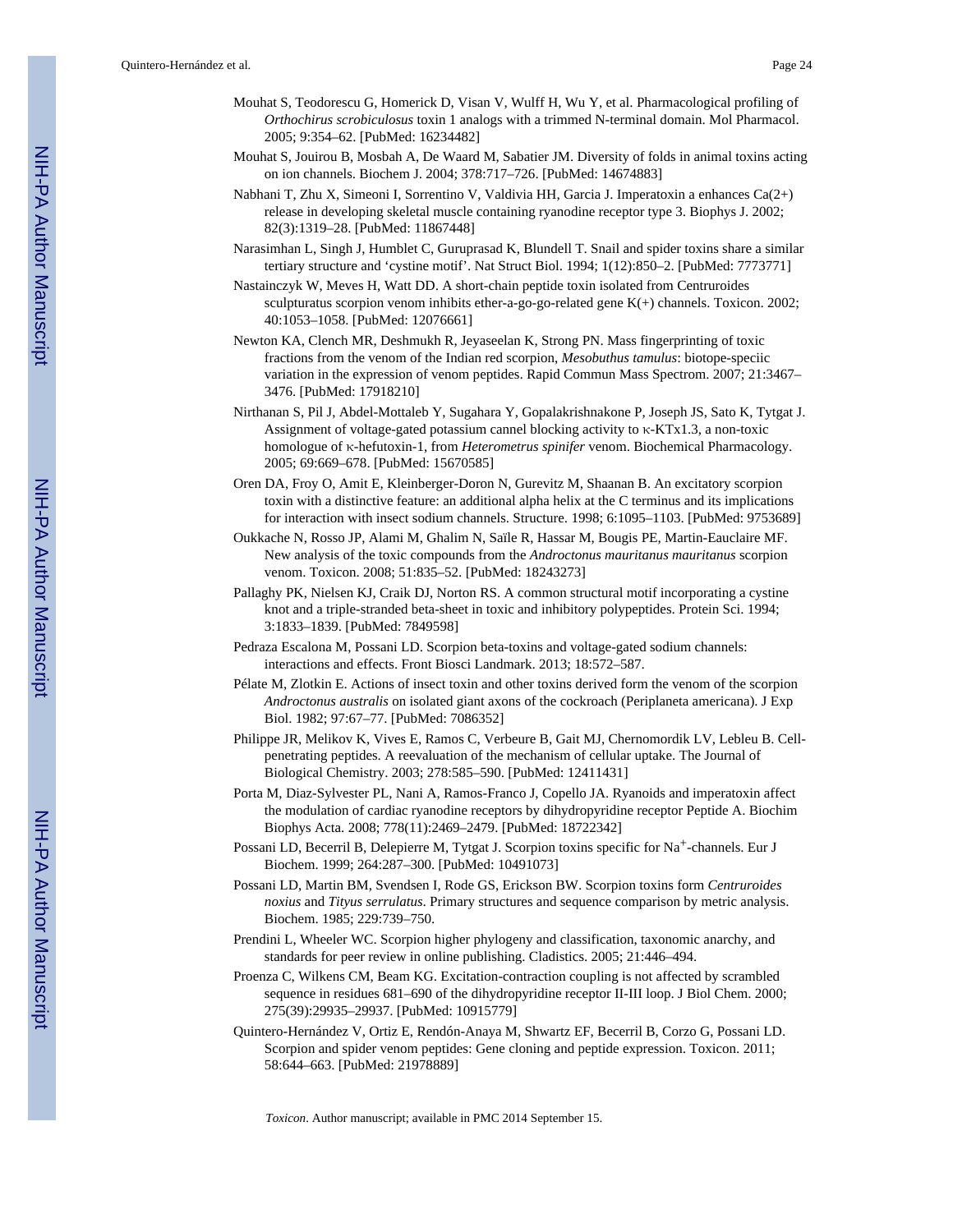Mouhat S, Teodorescu G, Homerick D, Visan V, Wulff H, Wu Y, et al. Pharmacological profiling of *Orthochirus scrobiculosus* toxin 1 analogs with a trimmed N-terminal domain. Mol Pharmacol. 2005; 9:354–62. [PubMed: 16234482]

Mouhat S, Jouirou B, Mosbah A, De Waard M, Sabatier JM. Diversity of folds in animal toxins acting on ion channels. Biochem J. 2004; 378:717–726. [PubMed: 14674883]

Nabhani T, Zhu X, Simeoni I, Sorrentino V, Valdivia HH, Garcia J. Imperatoxin a enhances Ca(2+) release in developing skeletal muscle containing ryanodine receptor type 3. Biophys J. 2002; 82(3):1319–28. [PubMed: 11867448]

Narasimhan L, Singh J, Humblet C, Guruprasad K, Blundell T. Snail and spider toxins share a similar tertiary structure and 'cystine motif'. Nat Struct Biol. 1994; 1(12):850–2. [PubMed: 7773771]

Nastainczyk W, Meves H, Watt DD. A short-chain peptide toxin isolated from Centruroides sculpturatus scorpion venom inhibits ether-a-go-go-related gene K(+) channels. Toxicon. 2002; 40:1053–1058. [PubMed: 12076661]

Newton KA, Clench MR, Deshmukh R, Jeyaseelan K, Strong PN. Mass fingerprinting of toxic fractions from the venom of the Indian red scorpion, *Mesobuthus tamulus*: biotope-speciic variation in the expression of venom peptides. Rapid Commun Mass Spectrom. 2007; 21:3467–3476. [PubMed: 17918210]

Nirthanan S, Pil J, Abdel-Mottaleb Y, Sugahara Y, Gopalakrishnakone P, Joseph JS, Sato K, Tytgat J. Assignment of voltage-gated potassium cannel blocking activity to κ-KTx1.3, a non-toxic homologue of κ-hefutoxin-1, from *Heterometrus spinifer* venom. Biochemical Pharmacology. 2005; 69:669–678. [PubMed: 15670585]

Oren DA, Froy O, Amit E, Kleinberger-Doron N, Gurevitz M, Shaanan B. An excitatory scorpion toxin with a distinctive feature: an additional alpha helix at the C terminus and its implications for interaction with insect sodium channels. Structure. 1998; 6:1095–1103. [PubMed: 9753689]

Oukkache N, Rosso JP, Alami M, Ghalim N, Saïle R, Hassar M, Bougis PE, Martin-Eauclaire MF. New analysis of the toxic compounds from the *Androctonus mauritanus mauritanus* scorpion venom. Toxicon. 2008; 51:835–52. [PubMed: 18243273]

Pallaghy PK, Nielsen KJ, Craik DJ, Norton RS. A common structural motif incorporating a cystine knot and a triple-stranded beta-sheet in toxic and inhibitory polypeptides. Protein Sci. 1994; 3:1833–1839. [PubMed: 7849598]

Pedraza Escalona M, Possani LD. Scorpion beta-toxins and voltage-gated sodium channels: interactions and effects. Front Biosci Landmark. 2013; 18:572–587.

Pélate M, Zlotkin E. Actions of insect toxin and other toxins derived form the venom of the scorpion *Androctonus australis* on isolated giant axons of the cockroach (Periplaneta americana). J Exp Biol. 1982; 97:67–77. [PubMed: 7086352]

Philippe JR, Melikov K, Vives E, Ramos C, Verbeure B, Gait MJ, Chernomordik LV, Lebleu B. Cell-penetrating peptides. A reevaluation of the mechanism of cellular uptake. The Journal of Biological Chemistry. 2003; 278:585–590. [PubMed: 12411431]

Porta M, Diaz-Sylvester PL, Nani A, Ramos-Franco J, Copello JA. Ryanoids and imperatoxin affect the modulation of cardiac ryanodine receptors by dihydropyridine receptor Peptide A. Biochim Biophys Acta. 2008; 778(11):2469–2479. [PubMed: 18722342]

Possani LD, Becerril B, Delepierre M, Tytgat J. Scorpion toxins specific for $Na^+$-channels. Eur J Biochem. 1999; 264:287–300. [PubMed: 10491073]

Possani LD, Martin BM, Svendsen I, Rode GS, Erickson BW. Scorpion toxins form *Centruroides noxius* and *Tityus serrulatus*. Primary structures and sequence comparison by metric analysis. Biochem. 1985; 229:739–750.

Prendini L, Wheeler WC. Scorpion higher phylogeny and classification, taxonomic anarchy, and standards for peer review in online publishing. Cladistics. 2005; 21:446–494.

Proenza C, Wilkens CM, Beam KG. Excitation-contraction coupling is not affected by scrambled sequence in residues 681–690 of the dihydropyridine receptor II-III loop. J Biol Chem. 2000; 275(39):29935–29937. [PubMed: 10915779]

Quintero-Hernández V, Ortiz E, Rendón-Anaya M, Shwartz EF, Becerril B, Corzo G, Possani LD. Scorpion and spider venom peptides: Gene cloning and peptide expression. Toxicon. 2011; 58:644–663. [PubMed: 21978889]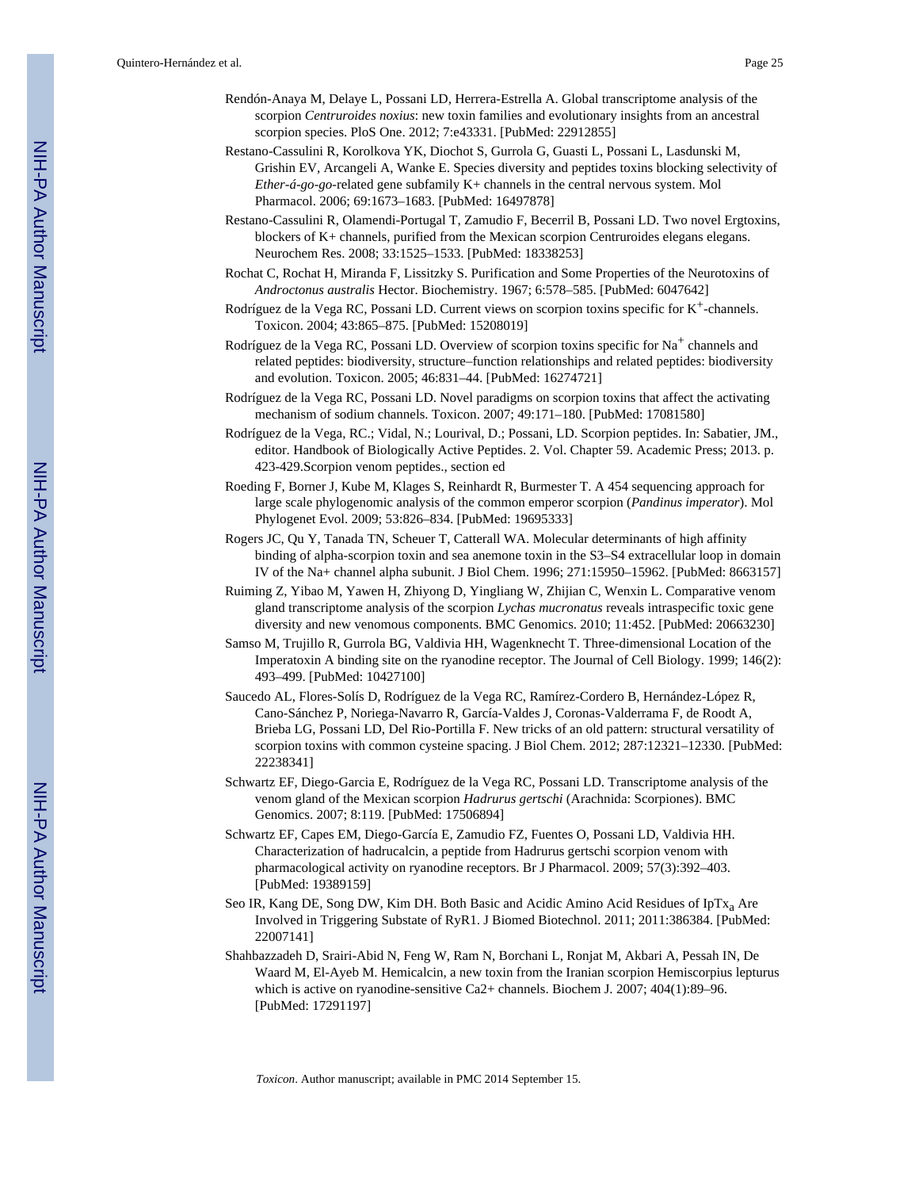Rendón-Anaya M, Delaye L, Possani LD, Herrera-Estrella A. Global transcriptome analysis of the scorpion *Centruroides noxius*: new toxin families and evolutionary insights from an ancestral scorpion species. PloS One. 2012; 7:e43331. [PubMed: 22912855]

Restano-Cassulini R, Korolkova YK, Diochot S, Gurrola G, Guasti L, Possani L, Lasdunski M, Grishin EV, Arcangeli A, Wanke E. Species diversity and peptides toxins blocking selectivity of *Ether-á-go-go*-related gene subfamily K+ channels in the central nervous system. Mol Pharmacol. 2006; 69:1673–1683. [PubMed: 16497878]

Restano-Cassulini R, Olamendi-Portugal T, Zamudio F, Becerril B, Possani LD. Two novel Ergtoxins, blockers of K+ channels, purified from the Mexican scorpion Centruroides elegans elegans. Neurochem Res. 2008; 33:1525–1533. [PubMed: 18338253]

Rochat C, Rochat H, Miranda F, Lissitzky S. Purification and Some Properties of the Neurotoxins of *Androctonus australis* Hector. Biochemistry. 1967; 6:578–585. [PubMed: 6047642]

Rodríguez de la Vega RC, Possani LD. Current views on scorpion toxins specific for $K^+$-channels. Toxicon. 2004; 43:865–875. [PubMed: 15208019]

Rodríguez de la Vega RC, Possani LD. Overview of scorpion toxins specific for $Na^+$ channels and related peptides: biodiversity, structure–function relationships and related peptides: biodiversity and evolution. Toxicon. 2005; 46:831–44. [PubMed: 16274721]

Rodríguez de la Vega RC, Possani LD. Novel paradigms on scorpion toxins that affect the activating mechanism of sodium channels. Toxicon. 2007; 49:171–180. [PubMed: 17081580]

Rodríguez de la Vega, RC.; Vidal, N.; Lourival, D.; Possani, LD. Scorpion peptides. In: Sabatier, JM., editor. Handbook of Biologically Active Peptides. 2. Vol. Chapter 59. Academic Press; 2013. p. 423-429.Scorpion venom peptides., section ed

Roeding F, Borner J, Kube M, Klages S, Reinhardt R, Burmester T. A 454 sequencing approach for large scale phylogenomic analysis of the common emperor scorpion (*Pandinus imperator*). Mol Phylogenet Evol. 2009; 53:826–834. [PubMed: 19695333]

Rogers JC, Qu Y, Tanada TN, Scheuer T, Catterall WA. Molecular determinants of high affinity binding of alpha-scorpion toxin and sea anemone toxin in the S3–S4 extracellular loop in domain IV of the Na+ channel alpha subunit. J Biol Chem. 1996; 271:15950–15962. [PubMed: 8663157]

Ruiming Z, Yibao M, Yawen H, Zhiyong D, Yingliang W, Zhijian C, Wenxin L. Comparative venom gland transcriptome analysis of the scorpion *Lychas mucronatus* reveals intraspecific toxic gene diversity and new venomous components. BMC Genomics. 2010; 11:452. [PubMed: 20663230]

Samso M, Trujillo R, Gurrola BG, Valdivia HH, Wagenknecht T. Three-dimensional Location of the Imperatoxin A binding site on the ryanodine receptor. The Journal of Cell Biology. 1999; 146(2): 493–499. [PubMed: 10427100]

Saucedo AL, Flores-Solís D, Rodríguez de la Vega RC, Ramírez-Cordero B, Hernández-López R, Cano-Sánchez P, Noriega-Navarro R, García-Valdes J, Coronas-Valderrama F, de Roodt A, Brieba LG, Possani LD, Del Rio-Portilla F. New tricks of an old pattern: structural versatility of scorpion toxins with common cysteine spacing. J Biol Chem. 2012; 287:12321–12330. [PubMed: 22238341]

Schwartz EF, Diego-Garcia E, Rodríguez de la Vega RC, Possani LD. Transcriptome analysis of the venom gland of the Mexican scorpion *Hadrurus gertschi* (Arachnida: Scorpiones). BMC Genomics. 2007; 8:119. [PubMed: 17506894]

Schwartz EF, Capes EM, Diego-García E, Zamudio FZ, Fuentes O, Possani LD, Valdivia HH. Characterization of hadrucalcin, a peptide from Hadrurus gertschi scorpion venom with pharmacological activity on ryanodine receptors. Br J Pharmacol. 2009; 57(3):392–403. [PubMed: 19389159]

Seo IR, Kang DE, Song DW, Kim DH. Both Basic and Acidic Amino Acid Residues of $IpTx_a$ Are Involved in Triggering Substate of RyR1. J Biomed Biotechnol. 2011; 2011:386384. [PubMed: 22007141]

Shahbazzadeh D, Srairi-Abid N, Feng W, Ram N, Borchani L, Ronjat M, Akbari A, Pessah IN, De Waard M, El-Ayeb M. Hemicalcin, a new toxin from the Iranian scorpion Hemiscorpius lepturus which is active on ryanodine-sensitive Ca2+ channels. Biochem J. 2007; 404(1):89–96. [PubMed: 17291197]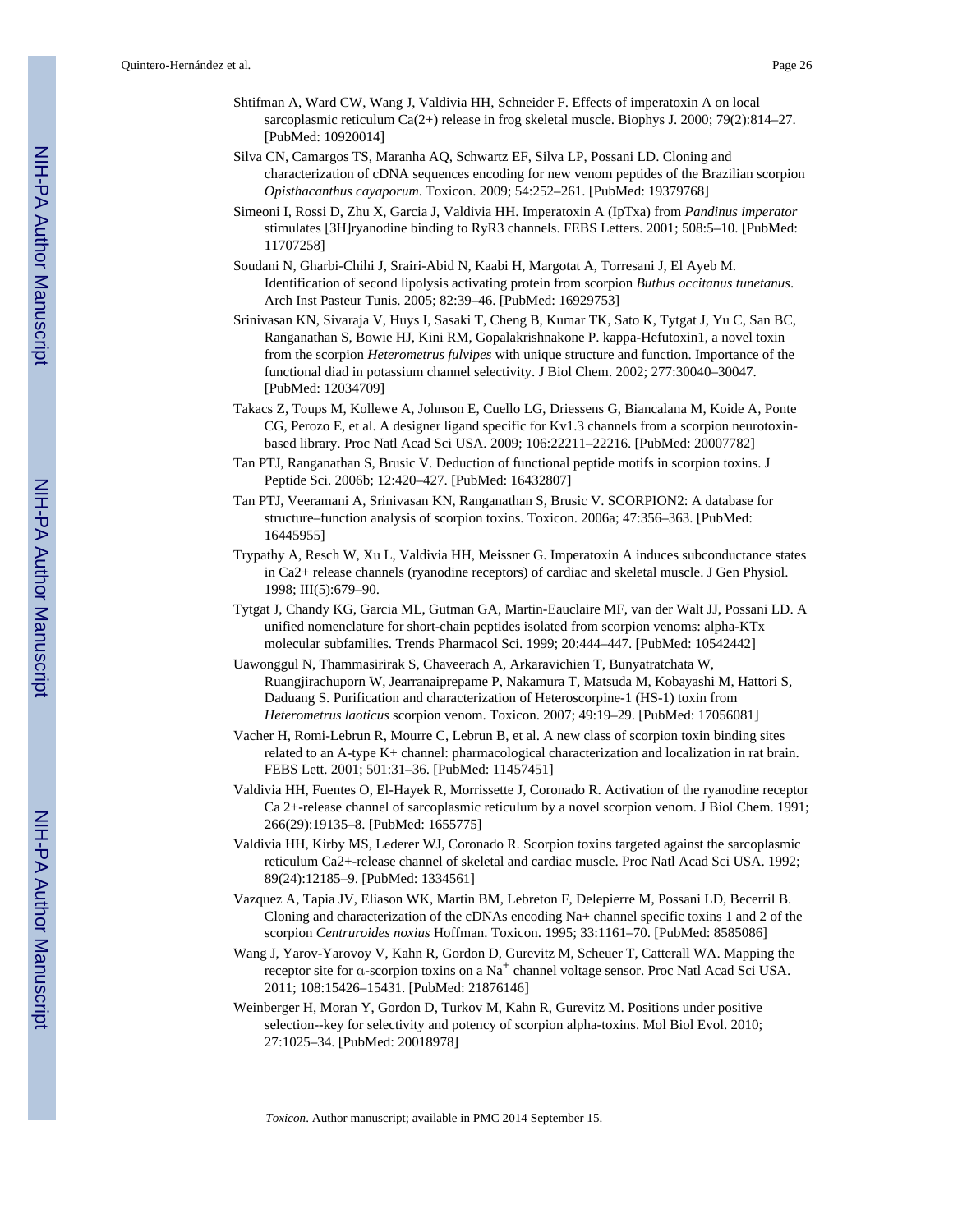Shtifman A, Ward CW, Wang J, Valdivia HH, Schneider F. Effects of imperatoxin A on local sarcoplasmic reticulum Ca(2+) release in frog skeletal muscle. Biophys J. 2000; 79(2):814–27. [PubMed: 10920014]

Silva CN, Camargos TS, Maranha AQ, Schwartz EF, Silva LP, Possani LD. Cloning and characterization of cDNA sequences encoding for new venom peptides of the Brazilian scorpion *Opisthacanthus cayaporum*. Toxicon. 2009; 54:252–261. [PubMed: 19379768]

Simeoni I, Rossi D, Zhu X, Garcia J, Valdivia HH. Imperatoxin A (IpTxa) from *Pandinus imperator* stimulates [3H]ryanodine binding to RyR3 channels. FEBS Letters. 2001; 508:5–10. [PubMed: 11707258]

Soudani N, Gharbi-Chihi J, Srairi-Abid N, Kaabi H, Margotat A, Torresani J, El Ayeb M. Identification of second lipolysis activating protein from scorpion *Buthus occitanus tunetanus*. Arch Inst Pasteur Tunis. 2005; 82:39–46. [PubMed: 16929753]

Srinivasan KN, Sivaraja V, Huys I, Sasaki T, Cheng B, Kumar TK, Sato K, Tytgat J, Yu C, San BC, Ranganathan S, Bowie HJ, Kini RM, Gopalakrishnakone P. kappa-Hefutoxin1, a novel toxin from the scorpion *Heterometrus fulvipes* with unique structure and function. Importance of the functional diad in potassium channel selectivity. J Biol Chem. 2002; 277:30040–30047. [PubMed: 12034709]

Takacs Z, Toups M, Kollewe A, Johnson E, Cuello LG, Driessens G, Biancalana M, Koide A, Ponte CG, Perozo E, et al. A designer ligand specific for Kv1.3 channels from a scorpion neurotoxin-based library. Proc Natl Acad Sci USA. 2009; 106:22211–22216. [PubMed: 20007782]

Tan PTJ, Ranganathan S, Brusic V. Deduction of functional peptide motifs in scorpion toxins. J Peptide Sci. 2006b; 12:420–427. [PubMed: 16432807]

Tan PTJ, Veeramani A, Srinivasan KN, Ranganathan S, Brusic V. SCORPION2: A database for structure–function analysis of scorpion toxins. Toxicon. 2006a; 47:356–363. [PubMed: 16445955]

Trypathy A, Resch W, Xu L, Valdivia HH, Meissner G. Imperatoxin A induces subconductance states in Ca2+ release channels (ryanodine receptors) of cardiac and skeletal muscle. J Gen Physiol. 1998; III(5):679–90.

Tytgat J, Chandy KG, Garcia ML, Gutman GA, Martin-Eauclaire MF, van der Walt JJ, Possani LD. A unified nomenclature for short-chain peptides isolated from scorpion venoms: alpha-KTx molecular subfamilies. Trends Pharmacol Sci. 1999; 20:444–447. [PubMed: 10542442]

Uawonggul N, Thammasirirak S, Chaveerach A, Arkaravichien T, Bunyatratchata W, Ruangjirachuporn W, Jearranaiprepame P, Nakamura T, Matsuda M, Kobayashi M, Hattori S, Daduang S. Purification and characterization of Heteroscorpine-1 (HS-1) toxin from *Heterometrus laoticus* scorpion venom. Toxicon. 2007; 49:19–29. [PubMed: 17056081]

Vacher H, Romi-Lebrun R, Mourre C, Lebrun B, et al. A new class of scorpion toxin binding sites related to an A-type K+ channel: pharmacological characterization and localization in rat brain. FEBS Lett. 2001; 501:31–36. [PubMed: 11457451]

Valdivia HH, Fuentes O, El-Hayek R, Morrissette J, Coronado R. Activation of the ryanodine receptor Ca 2+-release channel of sarcoplasmic reticulum by a novel scorpion venom. J Biol Chem. 1991; 266(29):19135–8. [PubMed: 1655775]

Valdivia HH, Kirby MS, Lederer WJ, Coronado R. Scorpion toxins targeted against the sarcoplasmic reticulum Ca2+-release channel of skeletal and cardiac muscle. Proc Natl Acad Sci USA. 1992; 89(24):12185–9. [PubMed: 1334561]

Vazquez A, Tapia JV, Eliason WK, Martin BM, Lebreton F, Delepierre M, Possani LD, Becerril B. Cloning and characterization of the cDNAs encoding Na+ channel specific toxins 1 and 2 of the scorpion *Centruroides noxius* Hoffman. Toxicon. 1995; 33:1161–70. [PubMed: 8585086]

Wang J, Yarov-Yarovoy V, Kahn R, Gordon D, Gurevitz M, Scheuer T, Catterall WA. Mapping the receptor site for α-scorpion toxins on a $Na^+$ channel voltage sensor. Proc Natl Acad Sci USA. 2011; 108:15426–15431. [PubMed: 21876146]

Weinberger H, Moran Y, Gordon D, Turkov M, Kahn R, Gurevitz M. Positions under positive selection--key for selectivity and potency of scorpion alpha-toxins. Mol Biol Evol. 2010; 27:1025–34. [PubMed: 20018978]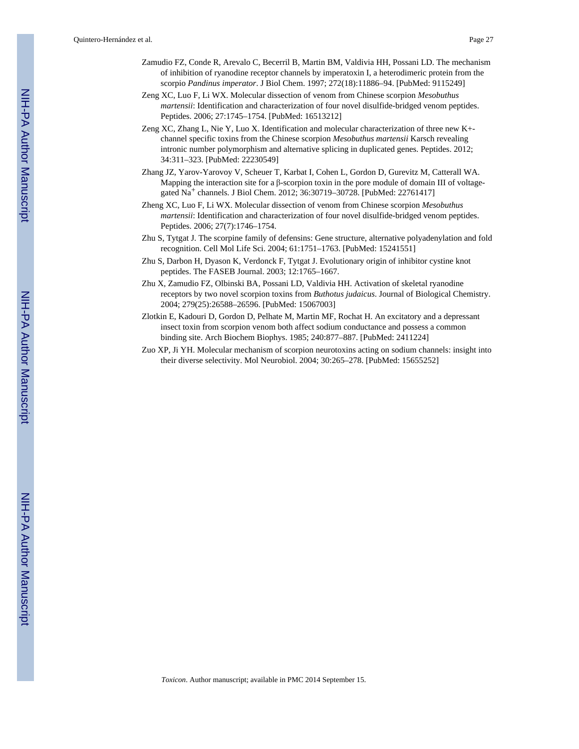Zamudio FZ, Conde R, Arevalo C, Becerril B, Martin BM, Valdivia HH, Possani LD. The mechanism of inhibition of ryanodine receptor channels by imperatoxin I, a heterodimeric protein from the scorpio *Pandinus imperator*. J Biol Chem. 1997; 272(18):11886–94. [PubMed: 9115249]

Zeng XC, Luo F, Li WX. Molecular dissection of venom from Chinese scorpion *Mesobuthus martensii*: Identification and characterization of four novel disulfide-bridged venom peptides. Peptides. 2006; 27:1745–1754. [PubMed: 16513212]

Zeng XC, Zhang L, Nie Y, Luo X. Identification and molecular characterization of three new K+-channel specific toxins from the Chinese scorpion *Mesobuthus martensii* Karsch revealing intronic number polymorphism and alternative splicing in duplicated genes. Peptides. 2012; 34:311–323. [PubMed: 22230549]

Zhang JZ, Yarov-Yarovoy V, Scheuer T, Karbat I, Cohen L, Gordon D, Gurevitz M, Catterall WA. Mapping the interaction site for a β-scorpion toxin in the pore module of domain III of voltage-gated $Na^+$ channels. J Biol Chem. 2012; 36:30719–30728. [PubMed: 22761417]

Zheng XC, Luo F, Li WX. Molecular dissection of venom from Chinese scorpion *Mesobuthus martensii*: Identification and characterization of four novel disulfide-bridged venom peptides. Peptides. 2006; 27(7):1746–1754.

Zhu S, Tytgat J. The scorpine family of defensins: Gene structure, alternative polyadenylation and fold recognition. Cell Mol Life Sci. 2004; 61:1751–1763. [PubMed: 15241551]

Zhu S, Darbon H, Dyason K, Verdonck F, Tytgat J. Evolutionary origin of inhibitor cystine knot peptides. The FASEB Journal. 2003; 12:1765–1667.

Zhu X, Zamudio FZ, Olbinski BA, Possani LD, Valdivia HH. Activation of skeletal ryanodine receptors by two novel scorpion toxins from *Buthotus judaicus*. Journal of Biological Chemistry. 2004; 279(25):26588–26596. [PubMed: 15067003]

Zlotkin E, Kadouri D, Gordon D, Pelhate M, Martin MF, Rochat H. An excitatory and a depressant insect toxin from scorpion venom both affect sodium conductance and possess a common binding site. Arch Biochem Biophys. 1985; 240:877–887. [PubMed: 2411224]

Zuo XP, Ji YH. Molecular mechanism of scorpion neurotoxins acting on sodium channels: insight into their diverse selectivity. Mol Neurobiol. 2004; 30:265–278. [PubMed: 15655252]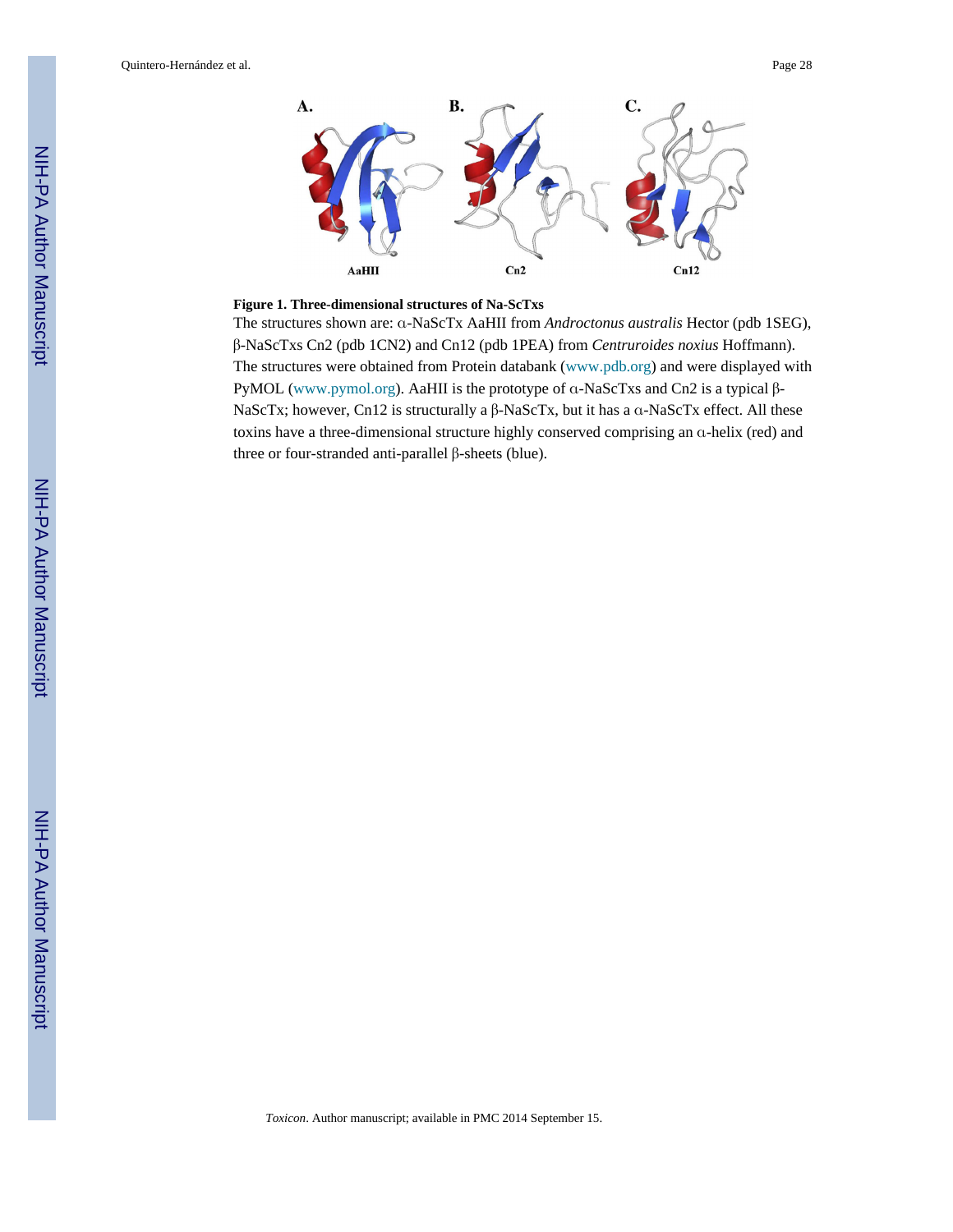**Figure 1. Three-dimensional structures of Na-ScTxs**

The structures shown are: α-NaScTx AaHII from *Androctonus australis* Hector (pdb 1SEG), β-NaScTxs Cn2 (pdb 1CN2) and Cn12 (pdb 1PEA) from *Centruroides noxius* Hoffmann). The structures were obtained from Protein databank (www.pdb.org) and were displayed with PyMOL (www.pymol.org). AaHII is the prototype of α-NaScTxs and Cn2 is a typical β-NaScTx; however, Cn12 is structurally a β-NaScTx, but it has a α-NaScTx effect. All these toxins have a three-dimensional structure highly conserved comprising an α-helix (red) and three or four-stranded anti-parallel β-sheets (blue).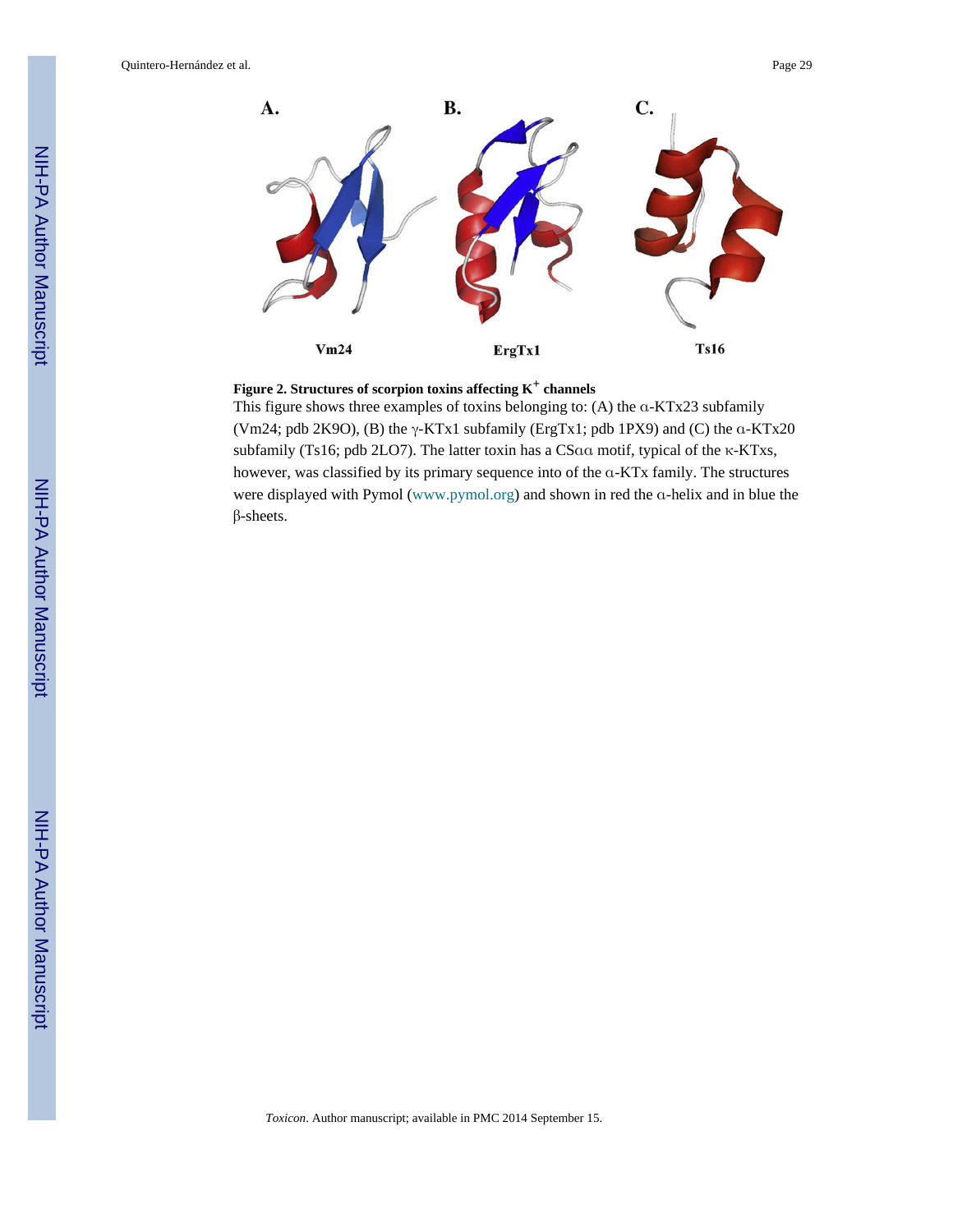**Figure 2. Structures of scorpion toxins affecting $K^+$ channels**

This figure shows three examples of toxins belonging to: (A) the α-KTx23 subfamily (Vm24; pdb 2K9O), (B) the γ-KTx1 subfamily (ErgTx1; pdb 1PX9) and (C) the α-KTx20 subfamily (Ts16; pdb 2LO7). The latter toxin has a CSαα motif, typical of the κ-KTxs, however, was classified by its primary sequence into of the α-KTx family. The structures were displayed with Pymol (www.pymol.org) and shown in red the α-helix and in blue the β-sheets.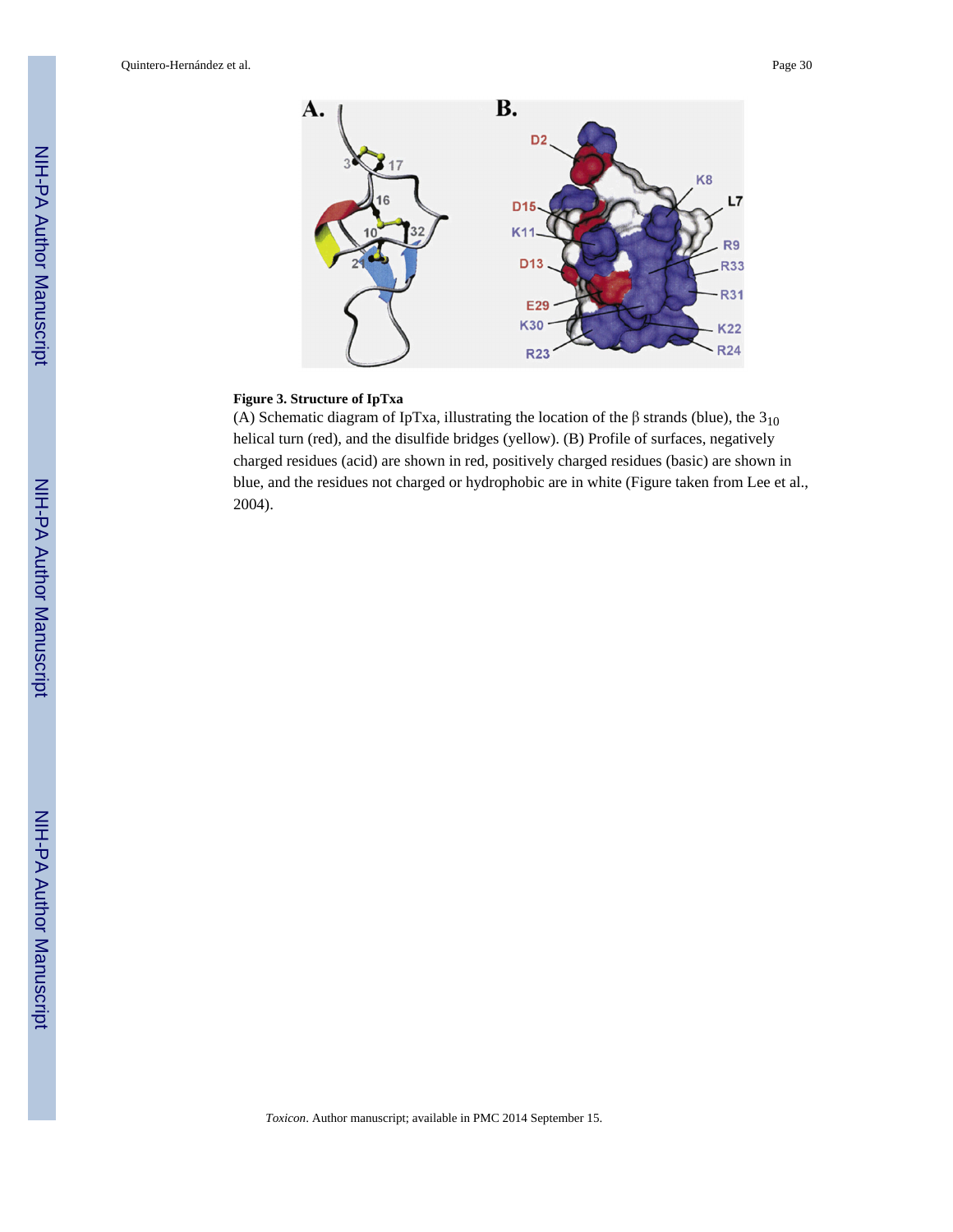A.

3 17 16 10 32 21

B.

D2 K8 L7 D15 K11 R9 R33 D13 R31 E29 K30 K22 R23 R24

**Figure 3. Structure of IpTxa**

(A) Schematic diagram of IpTxa, illustrating the location of the β strands (blue), the $3_{10}$ helical turn (red), and the disulfide bridges (yellow). (B) Profile of surfaces, negatively charged residues (acid) are shown in red, positively charged residues (basic) are shown in blue, and the residues not charged or hydrophobic are in white (Figure taken from Lee et al., 2004).